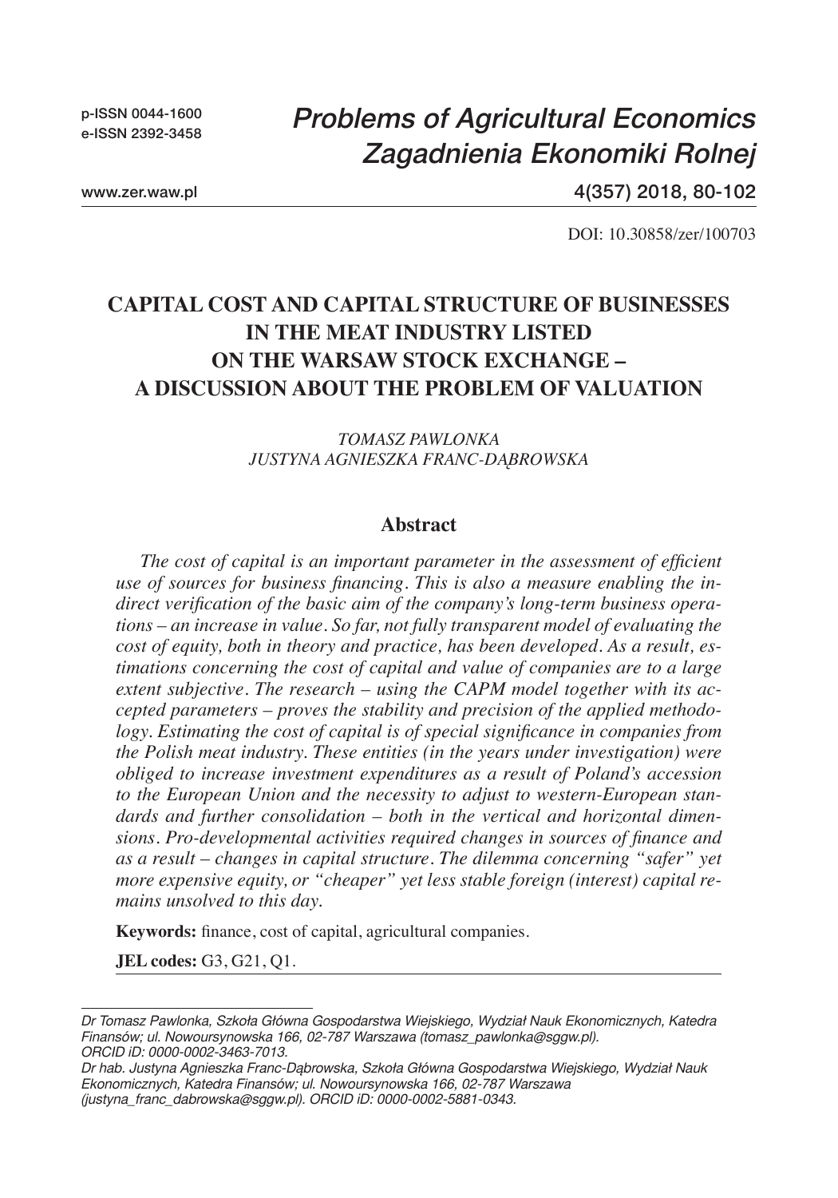p-ISSN 0044-1600
e-ISSN 2392-3458

*Problems of Agricultural Economics*
*Zagadnienia Ekonomiki Rolnej*

www.zer.waw.pl

4(357) 2018, 80-102

DOI: 10.30858/zer/100703

# CAPITAL COST AND CAPITAL STRUCTURE OF BUSINESSES IN THE MEAT INDUSTRY LISTED ON THE WARSAW STOCK EXCHANGE – A DISCUSSION ABOUT THE PROBLEM OF VALUATION

*TOMASZ PAWLONKA*
*JUSTYNA AGNIESZKA FRANC-DĄBROWSKA*

## Abstract

*The cost of capital is an important parameter in the assessment of efficient use of sources for business financing. This is also a measure enabling the indirect verification of the basic aim of the company's long-term business operations – an increase in value. So far, not fully transparent model of evaluating the cost of equity, both in theory and practice, has been developed. As a result, estimations concerning the cost of capital and value of companies are to a large extent subjective. The research – using the CAPM model together with its accepted parameters – proves the stability and precision of the applied methodology. Estimating the cost of capital is of special significance in companies from the Polish meat industry. These entities (in the years under investigation) were obliged to increase investment expenditures as a result of Poland's accession to the European Union and the necessity to adjust to western-European standards and further consolidation – both in the vertical and horizontal dimensions. Pro-developmental activities required changes in sources of finance and as a result – changes in capital structure. The dilemma concerning "safer" yet more expensive equity, or "cheaper" yet less stable foreign (interest) capital remains unsolved to this day.*

**Keywords:** finance, cost of capital, agricultural companies.

**JEL codes:** G3, G21, Q1.

---

*Dr Tomasz Pawlonka, Szkoła Główna Gospodarstwa Wiejskiego, Wydział Nauk Ekonomicznych, Katedra Finansów; ul. Nowoursynowska 166, 02-787 Warszawa (tomasz_pawlonka@sggw.pl). ORCID iD: 0000-0002-3463-7013.*

*Dr hab. Justyna Agnieszka Franc-Dąbrowska, Szkoła Główna Gospodarstwa Wiejskiego, Wydział Nauk Ekonomicznych, Katedra Finansów; ul. Nowoursynowska 166, 02-787 Warszawa (justyna_franc_dabrowska@sggw.pl). ORCID iD: 0000-0002-5881-0343.*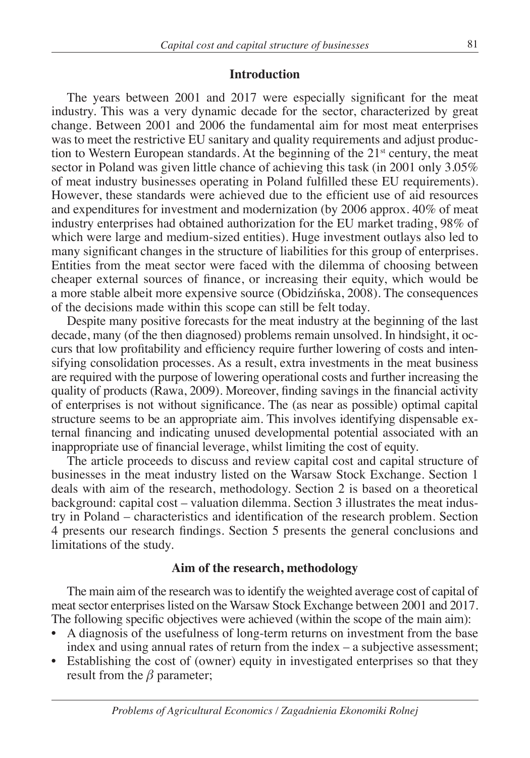## Introduction

The years between 2001 and 2017 were especially significant for the meat industry. This was a very dynamic decade for the sector, characterized by great change. Between 2001 and 2006 the fundamental aim for most meat enterprises was to meet the restrictive EU sanitary and quality requirements and adjust production to Western European standards. At the beginning of the 21st century, the meat sector in Poland was given little chance of achieving this task (in 2001 only 3.05% of meat industry businesses operating in Poland fulfilled these EU requirements). However, these standards were achieved due to the efficient use of aid resources and expenditures for investment and modernization (by 2006 approx. 40% of meat industry enterprises had obtained authorization for the EU market trading, 98% of which were large and medium-sized entities). Huge investment outlays also led to many significant changes in the structure of liabilities for this group of enterprises. Entities from the meat sector were faced with the dilemma of choosing between cheaper external sources of finance, or increasing their equity, which would be a more stable albeit more expensive source (Obidzińska, 2008). The consequences of the decisions made within this scope can still be felt today.

Despite many positive forecasts for the meat industry at the beginning of the last decade, many (of the then diagnosed) problems remain unsolved. In hindsight, it occurs that low profitability and efficiency require further lowering of costs and intensifying consolidation processes. As a result, extra investments in the meat business are required with the purpose of lowering operational costs and further increasing the quality of products (Rawa, 2009). Moreover, finding savings in the financial activity of enterprises is not without significance. The (as near as possible) optimal capital structure seems to be an appropriate aim. This involves identifying dispensable external financing and indicating unused developmental potential associated with an inappropriate use of financial leverage, whilst limiting the cost of equity.

The article proceeds to discuss and review capital cost and capital structure of businesses in the meat industry listed on the Warsaw Stock Exchange. Section 1 deals with aim of the research, methodology. Section 2 is based on a theoretical background: capital cost – valuation dilemma. Section 3 illustrates the meat industry in Poland – characteristics and identification of the research problem. Section 4 presents our research findings. Section 5 presents the general conclusions and limitations of the study.

## Aim of the research, methodology

The main aim of the research was to identify the weighted average cost of capital of meat sector enterprises listed on the Warsaw Stock Exchange between 2001 and 2017. The following specific objectives were achieved (within the scope of the main aim):

- A diagnosis of the usefulness of long-term returns on investment from the base index and using annual rates of return from the index – a subjective assessment;
- Establishing the cost of (owner) equity in investigated enterprises so that they result from the $\beta$ parameter;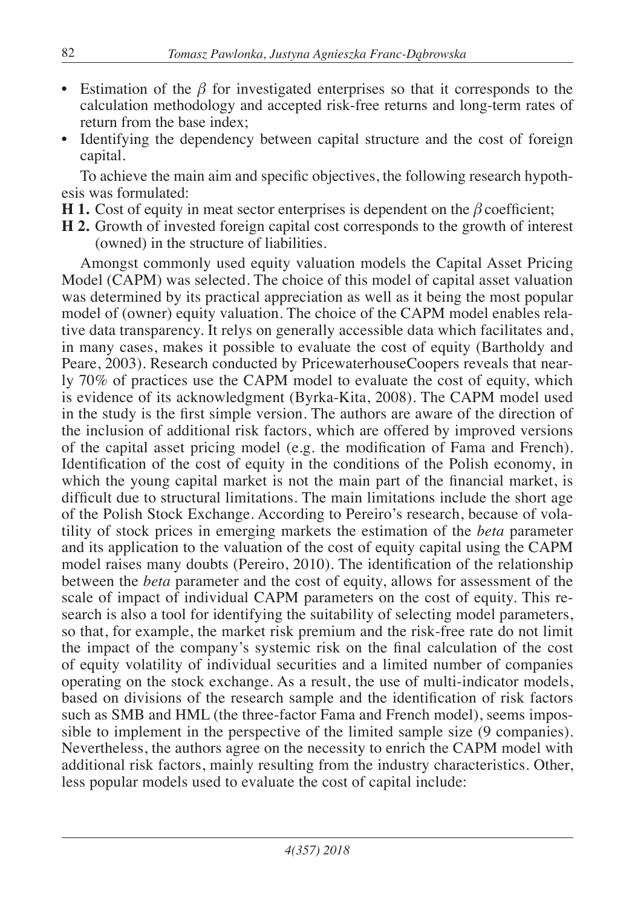- Estimation of the $\beta$ for investigated enterprises so that it corresponds to the calculation methodology and accepted risk-free returns and long-term rates of return from the base index;
- Identifying the dependency between capital structure and the cost of foreign capital.

To achieve the main aim and specific objectives, the following research hypothesis was formulated:

**H 1.** Cost of equity in meat sector enterprises is dependent on the $\beta$ coefficient;

**H 2.** Growth of invested foreign capital cost corresponds to the growth of interest (owned) in the structure of liabilities.

Amongst commonly used equity valuation models the Capital Asset Pricing Model (CAPM) was selected. The choice of this model of capital asset valuation was determined by its practical appreciation as well as it being the most popular model of (owner) equity valuation. The choice of the CAPM model enables relative data transparency. It relys on generally accessible data which facilitates and, in many cases, makes it possible to evaluate the cost of equity (Bartholdy and Peare, 2003). Research conducted by PricewaterhouseCoopers reveals that nearly 70% of practices use the CAPM model to evaluate the cost of equity, which is evidence of its acknowledgment (Byrka-Kita, 2008). The CAPM model used in the study is the first simple version. The authors are aware of the direction of the inclusion of additional risk factors, which are offered by improved versions of the capital asset pricing model (e.g. the modification of Fama and French). Identification of the cost of equity in the conditions of the Polish economy, in which the young capital market is not the main part of the financial market, is difficult due to structural limitations. The main limitations include the short age of the Polish Stock Exchange. According to Pereiro's research, because of volatility of stock prices in emerging markets the estimation of the *beta* parameter and its application to the valuation of the cost of equity capital using the CAPM model raises many doubts (Pereiro, 2010). The identification of the relationship between the *beta* parameter and the cost of equity, allows for assessment of the scale of impact of individual CAPM parameters on the cost of equity. This research is also a tool for identifying the suitability of selecting model parameters, so that, for example, the market risk premium and the risk-free rate do not limit the impact of the company's systemic risk on the final calculation of the cost of equity volatility of individual securities and a limited number of companies operating on the stock exchange. As a result, the use of multi-indicator models, based on divisions of the research sample and the identification of risk factors such as SMB and HML (the three-factor Fama and French model), seems impossible to implement in the perspective of the limited sample size (9 companies). Nevertheless, the authors agree on the necessity to enrich the CAPM model with additional risk factors, mainly resulting from the industry characteristics. Other, less popular models used to evaluate the cost of capital include: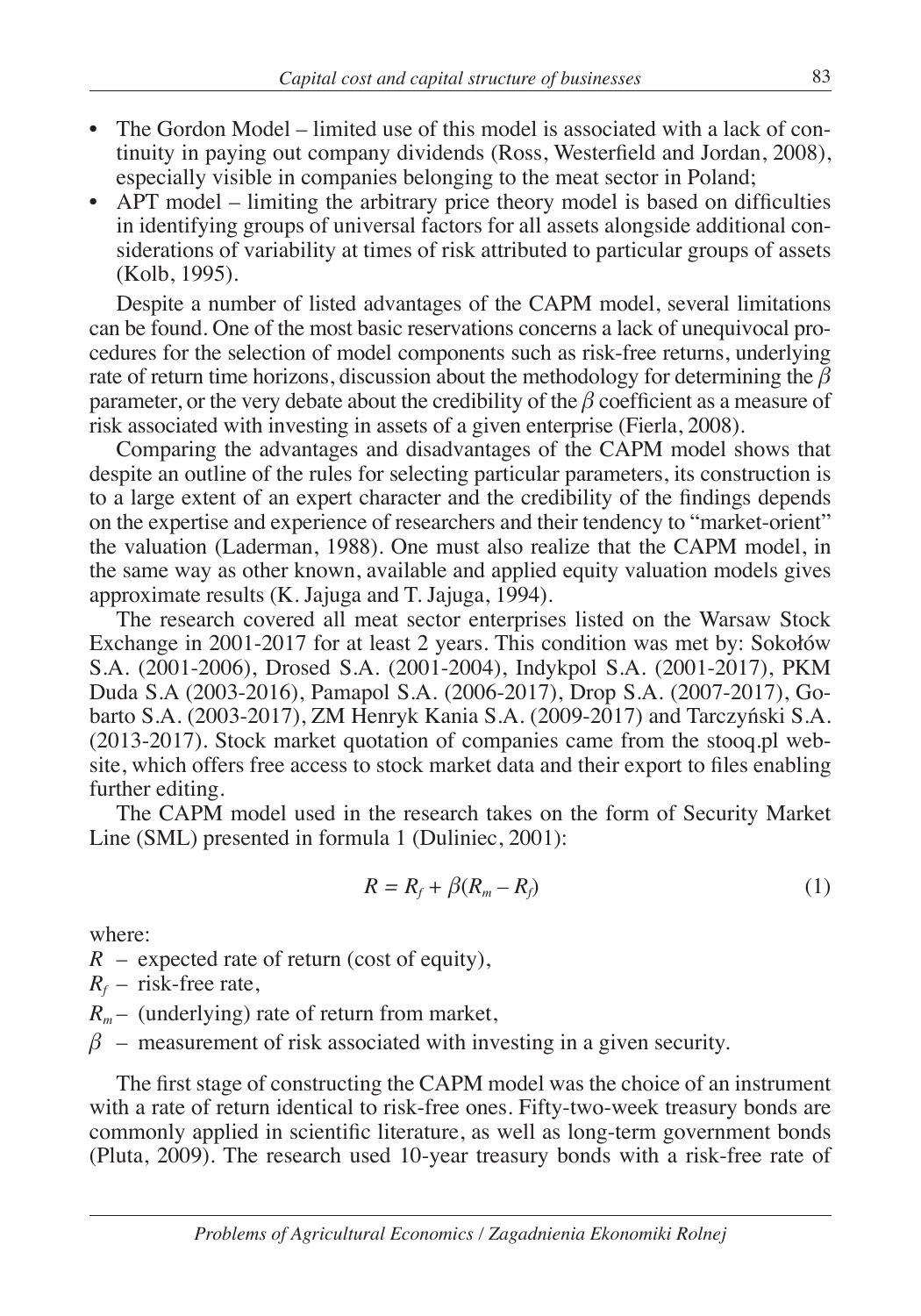- The Gordon Model – limited use of this model is associated with a lack of continuity in paying out company dividends (Ross, Westerfield and Jordan, 2008), especially visible in companies belonging to the meat sector in Poland;
- APT model – limiting the arbitrary price theory model is based on difficulties in identifying groups of universal factors for all assets alongside additional considerations of variability at times of risk attributed to particular groups of assets (Kolb, 1995).

Despite a number of listed advantages of the CAPM model, several limitations can be found. One of the most basic reservations concerns a lack of unequivocal procedures for the selection of model components such as risk-free returns, underlying rate of return time horizons, discussion about the methodology for determining the $\beta$ parameter, or the very debate about the credibility of the $\beta$ coefficient as a measure of risk associated with investing in assets of a given enterprise (Fierla, 2008).

Comparing the advantages and disadvantages of the CAPM model shows that despite an outline of the rules for selecting particular parameters, its construction is to a large extent of an expert character and the credibility of the findings depends on the expertise and experience of researchers and their tendency to "market-orient" the valuation (Laderman, 1988). One must also realize that the CAPM model, in the same way as other known, available and applied equity valuation models gives approximate results (K. Jajuga and T. Jajuga, 1994).

The research covered all meat sector enterprises listed on the Warsaw Stock Exchange in 2001-2017 for at least 2 years. This condition was met by: Sokołów S.A. (2001-2006), Drosed S.A. (2001-2004), Indykpol S.A. (2001-2017), PKM Duda S.A (2003-2016), Pamapol S.A. (2006-2017), Drop S.A. (2007-2017), Gobarto S.A. (2003-2017), ZM Henryk Kania S.A. (2009-2017) and Tarczyński S.A. (2013-2017). Stock market quotation of companies came from the stooq.pl website, which offers free access to stock market data and their export to files enabling further editing.

The CAPM model used in the research takes on the form of Security Market Line (SML) presented in formula 1 (Duliniec, 2001):

$$R = R_f + \beta(R_m - R_f) \tag{1}$$

where:

$R$ – expected rate of return (cost of equity),

$R_f$ – risk-free rate,

$R_m$ – (underlying) rate of return from market,

$\beta$ – measurement of risk associated with investing in a given security.

The first stage of constructing the CAPM model was the choice of an instrument with a rate of return identical to risk-free ones. Fifty-two-week treasury bonds are commonly applied in scientific literature, as well as long-term government bonds (Pluta, 2009). The research used 10-year treasury bonds with a risk-free rate of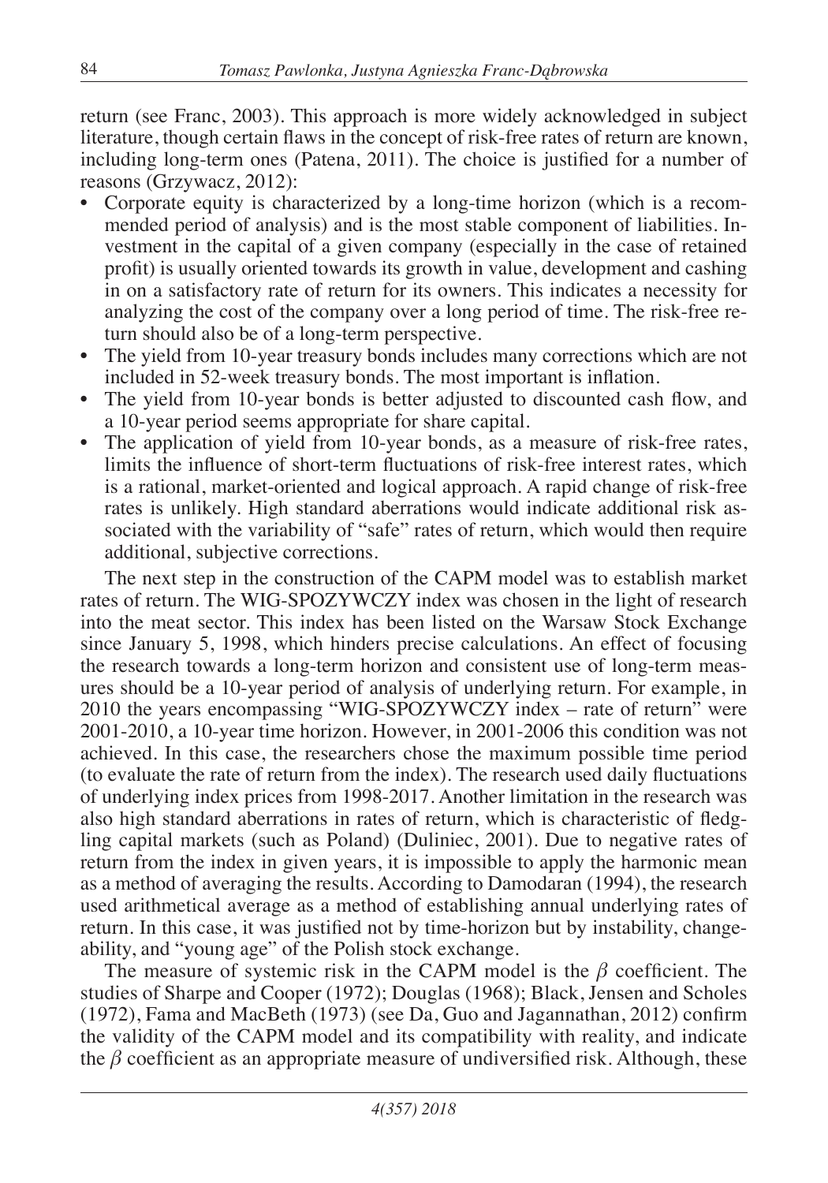return (see Franc, 2003). This approach is more widely acknowledged in subject literature, though certain flaws in the concept of risk-free rates of return are known, including long-term ones (Patena, 2011). The choice is justified for a number of reasons (Grzywacz, 2012):

- Corporate equity is characterized by a long-time horizon (which is a recommended period of analysis) and is the most stable component of liabilities. Investment in the capital of a given company (especially in the case of retained profit) is usually oriented towards its growth in value, development and cashing in on a satisfactory rate of return for its owners. This indicates a necessity for analyzing the cost of the company over a long period of time. The risk-free return should also be of a long-term perspective.
- The yield from 10-year treasury bonds includes many corrections which are not included in 52-week treasury bonds. The most important is inflation.
- The yield from 10-year bonds is better adjusted to discounted cash flow, and a 10-year period seems appropriate for share capital.
- The application of yield from 10-year bonds, as a measure of risk-free rates, limits the influence of short-term fluctuations of risk-free interest rates, which is a rational, market-oriented and logical approach. A rapid change of risk-free rates is unlikely. High standard aberrations would indicate additional risk associated with the variability of "safe" rates of return, which would then require additional, subjective corrections.

The next step in the construction of the CAPM model was to establish market rates of return. The WIG-SPOZYWCZY index was chosen in the light of research into the meat sector. This index has been listed on the Warsaw Stock Exchange since January 5, 1998, which hinders precise calculations. An effect of focusing the research towards a long-term horizon and consistent use of long-term measures should be a 10-year period of analysis of underlying return. For example, in 2010 the years encompassing "WIG-SPOZYWCZY index – rate of return" were 2001-2010, a 10-year time horizon. However, in 2001-2006 this condition was not achieved. In this case, the researchers chose the maximum possible time period (to evaluate the rate of return from the index). The research used daily fluctuations of underlying index prices from 1998-2017. Another limitation in the research was also high standard aberrations in rates of return, which is characteristic of fledgling capital markets (such as Poland) (Duliniec, 2001). Due to negative rates of return from the index in given years, it is impossible to apply the harmonic mean as a method of averaging the results. According to Damodaran (1994), the research used arithmetical average as a method of establishing annual underlying rates of return. In this case, it was justified not by time-horizon but by instability, changeability, and "young age" of the Polish stock exchange.

The measure of systemic risk in the CAPM model is the $\beta$ coefficient. The studies of Sharpe and Cooper (1972); Douglas (1968); Black, Jensen and Scholes (1972), Fama and MacBeth (1973) (see Da, Guo and Jagannathan, 2012) confirm the validity of the CAPM model and its compatibility with reality, and indicate the $\beta$ coefficient as an appropriate measure of undiversified risk. Although, these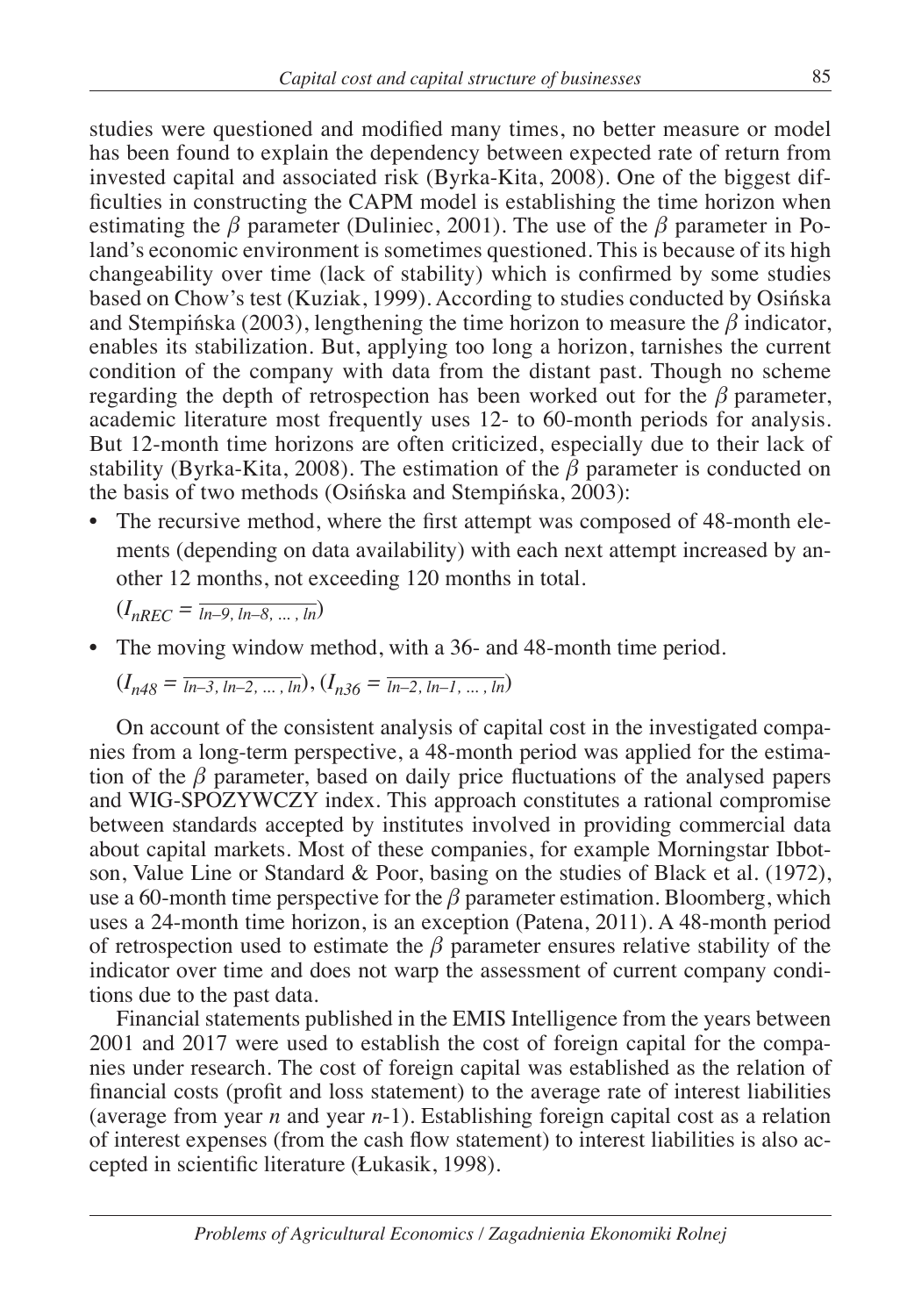studies were questioned and modified many times, no better measure or model has been found to explain the dependency between expected rate of return from invested capital and associated risk (Byrka-Kita, 2008). One of the biggest difficulties in constructing the CAPM model is establishing the time horizon when estimating the $\beta$ parameter (Duliniec, 2001). The use of the $\beta$ parameter in Poland's economic environment is sometimes questioned. This is because of its high changeability over time (lack of stability) which is confirmed by some studies based on Chow's test (Kuziak, 1999). According to studies conducted by Osińska and Stempińska (2003), lengthening the time horizon to measure the $\beta$ indicator, enables its stabilization. But, applying too long a horizon, tarnishes the current condition of the company with data from the distant past. Though no scheme regarding the depth of retrospection has been worked out for the $\beta$ parameter, academic literature most frequently uses 12- to 60-month periods for analysis. But 12-month time horizons are often criticized, especially due to their lack of stability (Byrka-Kita, 2008). The estimation of the $\beta$ parameter is conducted on the basis of two methods (Osińska and Stempińska, 2003):

- The recursive method, where the first attempt was composed of 48-month elements (depending on data availability) with each next attempt increased by another 12 months, not exceeding 120 months in total.

  $(I_{nREC} = \overline{ln{-}9, ln{-}8, \ldots, ln})$

- The moving window method, with a 36- and 48-month time period.

  $(I_{n48} = \overline{ln{-}3, ln{-}2, \ldots, ln})$, $(I_{n36} = \overline{ln{-}2, ln{-}1, \ldots, ln})$

On account of the consistent analysis of capital cost in the investigated companies from a long-term perspective, a 48-month period was applied for the estimation of the $\beta$ parameter, based on daily price fluctuations of the analysed papers and WIG-SPOZYWCZY index. This approach constitutes a rational compromise between standards accepted by institutes involved in providing commercial data about capital markets. Most of these companies, for example Morningstar Ibbotson, Value Line or Standard & Poor, basing on the studies of Black et al. (1972), use a 60-month time perspective for the $\beta$ parameter estimation. Bloomberg, which uses a 24-month time horizon, is an exception (Patena, 2011). A 48-month period of retrospection used to estimate the $\beta$ parameter ensures relative stability of the indicator over time and does not warp the assessment of current company conditions due to the past data.

Financial statements published in the EMIS Intelligence from the years between 2001 and 2017 were used to establish the cost of foreign capital for the companies under research. The cost of foreign capital was established as the relation of financial costs (profit and loss statement) to the average rate of interest liabilities (average from year *n* and year *n*-1). Establishing foreign capital cost as a relation of interest expenses (from the cash flow statement) to interest liabilities is also accepted in scientific literature (Łukasik, 1998).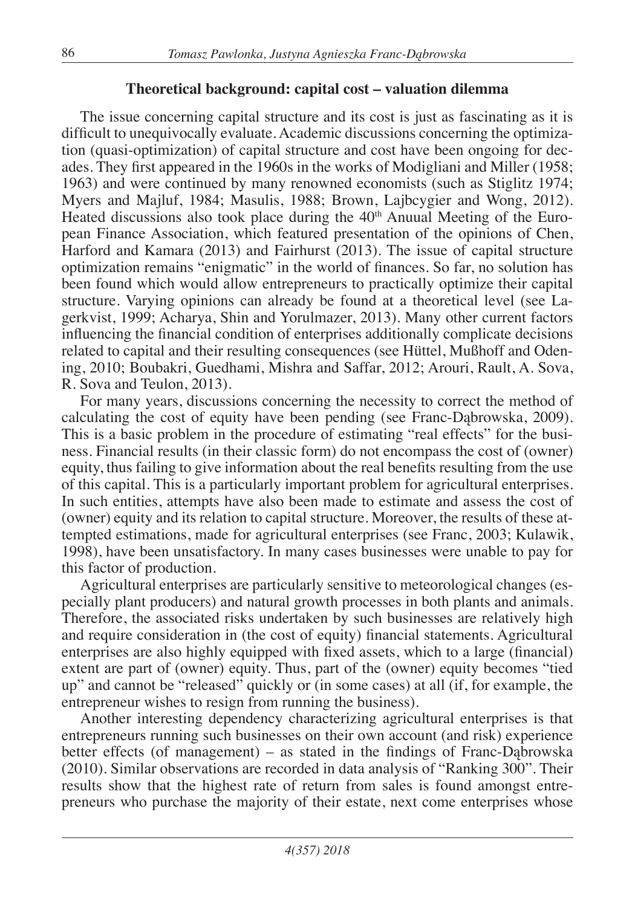## Theoretical background: capital cost – valuation dilemma

The issue concerning capital structure and its cost is just as fascinating as it is difficult to unequivocally evaluate. Academic discussions concerning the optimization (quasi-optimization) of capital structure and cost have been ongoing for decades. They first appeared in the 1960s in the works of Modigliani and Miller (1958; 1963) and were continued by many renowned economists (such as Stiglitz 1974; Myers and Majluf, 1984; Masulis, 1988; Brown, Lajbcygier and Wong, 2012). Heated discussions also took place during the 40th Anuual Meeting of the European Finance Association, which featured presentation of the opinions of Chen, Harford and Kamara (2013) and Fairhurst (2013). The issue of capital structure optimization remains "enigmatic" in the world of finances. So far, no solution has been found which would allow entrepreneurs to practically optimize their capital structure. Varying opinions can already be found at a theoretical level (see Lagerkvist, 1999; Acharya, Shin and Yorulmazer, 2013). Many other current factors influencing the financial condition of enterprises additionally complicate decisions related to capital and their resulting consequences (see Hüttel, Mußhoff and Odening, 2010; Boubakri, Guedhami, Mishra and Saffar, 2012; Arouri, Rault, A. Sova, R. Sova and Teulon, 2013).

For many years, discussions concerning the necessity to correct the method of calculating the cost of equity have been pending (see Franc-Dąbrowska, 2009). This is a basic problem in the procedure of estimating "real effects" for the business. Financial results (in their classic form) do not encompass the cost of (owner) equity, thus failing to give information about the real benefits resulting from the use of this capital. This is a particularly important problem for agricultural enterprises. In such entities, attempts have also been made to estimate and assess the cost of (owner) equity and its relation to capital structure. Moreover, the results of these attempted estimations, made for agricultural enterprises (see Franc, 2003; Kulawik, 1998), have been unsatisfactory. In many cases businesses were unable to pay for this factor of production.

Agricultural enterprises are particularly sensitive to meteorological changes (especially plant producers) and natural growth processes in both plants and animals. Therefore, the associated risks undertaken by such businesses are relatively high and require consideration in (the cost of equity) financial statements. Agricultural enterprises are also highly equipped with fixed assets, which to a large (financial) extent are part of (owner) equity. Thus, part of the (owner) equity becomes "tied up" and cannot be "released" quickly or (in some cases) at all (if, for example, the entrepreneur wishes to resign from running the business).

Another interesting dependency characterizing agricultural enterprises is that entrepreneurs running such businesses on their own account (and risk) experience better effects (of management) – as stated in the findings of Franc-Dąbrowska (2010). Similar observations are recorded in data analysis of "Ranking 300". Their results show that the highest rate of return from sales is found amongst entrepreneurs who purchase the majority of their estate, next come enterprises whose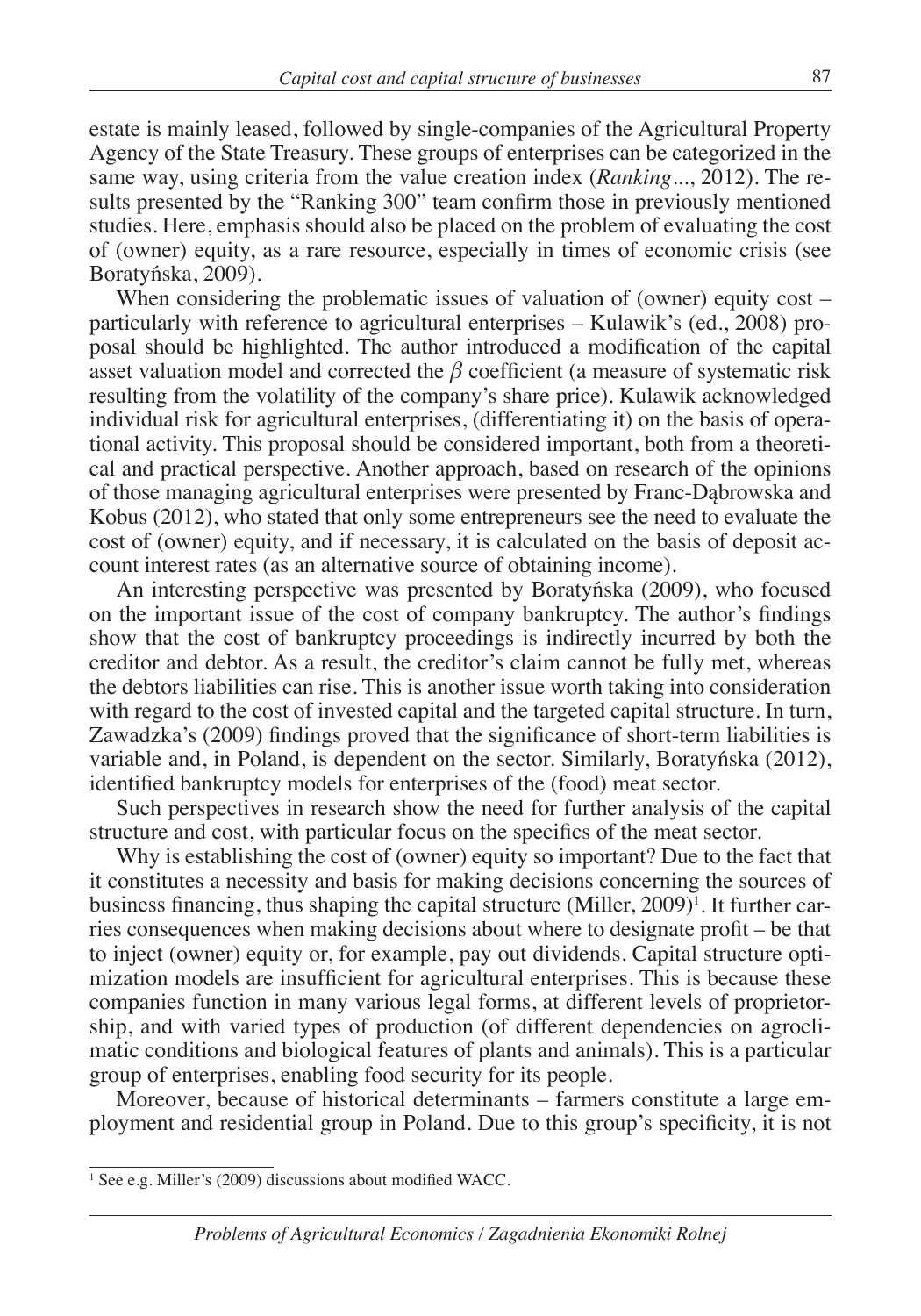estate is mainly leased, followed by single-companies of the Agricultural Property Agency of the State Treasury. These groups of enterprises can be categorized in the same way, using criteria from the value creation index (*Ranking*..., 2012). The results presented by the "Ranking 300" team confirm those in previously mentioned studies. Here, emphasis should also be placed on the problem of evaluating the cost of (owner) equity, as a rare resource, especially in times of economic crisis (see Boratyńska, 2009).

When considering the problematic issues of valuation of (owner) equity cost – particularly with reference to agricultural enterprises – Kulawik's (ed., 2008) proposal should be highlighted. The author introduced a modification of the capital asset valuation model and corrected the $\beta$ coefficient (a measure of systematic risk resulting from the volatility of the company's share price). Kulawik acknowledged individual risk for agricultural enterprises, (differentiating it) on the basis of operational activity. This proposal should be considered important, both from a theoretical and practical perspective. Another approach, based on research of the opinions of those managing agricultural enterprises were presented by Franc-Dąbrowska and Kobus (2012), who stated that only some entrepreneurs see the need to evaluate the cost of (owner) equity, and if necessary, it is calculated on the basis of deposit account interest rates (as an alternative source of obtaining income).

An interesting perspective was presented by Boratyńska (2009), who focused on the important issue of the cost of company bankruptcy. The author's findings show that the cost of bankruptcy proceedings is indirectly incurred by both the creditor and debtor. As a result, the creditor's claim cannot be fully met, whereas the debtors liabilities can rise. This is another issue worth taking into consideration with regard to the cost of invested capital and the targeted capital structure. In turn, Zawadzka's (2009) findings proved that the significance of short-term liabilities is variable and, in Poland, is dependent on the sector. Similarly, Boratyńska (2012), identified bankruptcy models for enterprises of the (food) meat sector.

Such perspectives in research show the need for further analysis of the capital structure and cost, with particular focus on the specifics of the meat sector.

Why is establishing the cost of (owner) equity so important? Due to the fact that it constitutes a necessity and basis for making decisions concerning the sources of business financing, thus shaping the capital structure (Miller, 2009)[1]. It further carries consequences when making decisions about where to designate profit – be that to inject (owner) equity or, for example, pay out dividends. Capital structure optimization models are insufficient for agricultural enterprises. This is because these companies function in many various legal forms, at different levels of proprietorship, and with varied types of production (of different dependencies on agroclimatic conditions and biological features of plants and animals). This is a particular group of enterprises, enabling food security for its people.

Moreover, because of historical determinants – farmers constitute a large employment and residential group in Poland. Due to this group's specificity, it is not

[1] See e.g. Miller's (2009) discussions about modified WACC.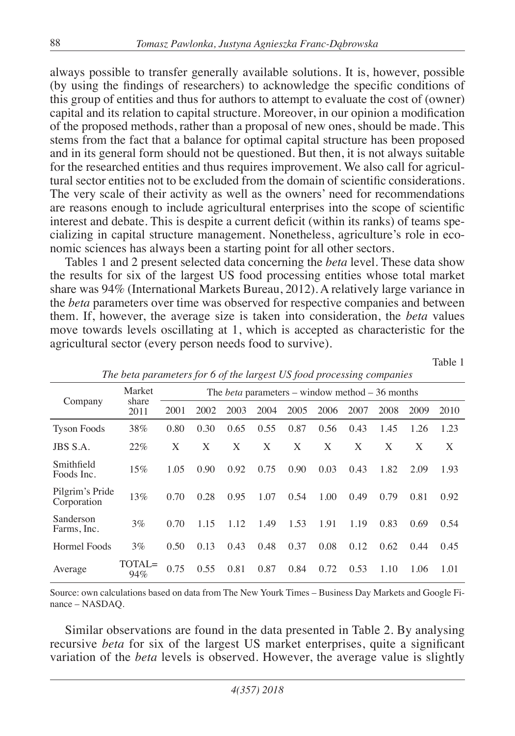always possible to transfer generally available solutions. It is, however, possible (by using the findings of researchers) to acknowledge the specific conditions of this group of entities and thus for authors to attempt to evaluate the cost of (owner) capital and its relation to capital structure. Moreover, in our opinion a modification of the proposed methods, rather than a proposal of new ones, should be made. This stems from the fact that a balance for optimal capital structure has been proposed and in its general form should not be questioned. But then, it is not always suitable for the researched entities and thus requires improvement. We also call for agricultural sector entities not to be excluded from the domain of scientific considerations. The very scale of their activity as well as the owners' need for recommendations are reasons enough to include agricultural enterprises into the scope of scientific interest and debate. This is despite a current deficit (within its ranks) of teams specializing in capital structure management. Nonetheless, agriculture's role in economic sciences has always been a starting point for all other sectors.

Tables 1 and 2 present selected data concerning the *beta* level. These data show the results for six of the largest US food processing entities whose total market share was 94% (International Markets Bureau, 2012). A relatively large variance in the *beta* parameters over time was observed for respective companies and between them. If, however, the average size is taken into consideration, the *beta* values move towards levels oscillating at 1, which is accepted as characteristic for the agricultural sector (every person needs food to survive).

Table 1

*The beta parameters for 6 of the largest US food processing companies*

| Company | Market share 2011 | The *beta* parameters – window method – 36 months | | | | | | | | | |
|---|---|---|---|---|---|---|---|---|---|---|---|
| | | 2001 | 2002 | 2003 | 2004 | 2005 | 2006 | 2007 | 2008 | 2009 | 2010 |
| Tyson Foods | 38% | 0.80 | 0.30 | 0.65 | 0.55 | 0.87 | 0.56 | 0.43 | 1.45 | 1.26 | 1.23 |
| JBS S.A. | 22% | X | X | X | X | X | X | X | X | X | X |
| Smithfield Foods Inc. | 15% | 1.05 | 0.90 | 0.92 | 0.75 | 0.90 | 0.03 | 0.43 | 1.82 | 2.09 | 1.93 |
| Pilgrim's Pride Corporation | 13% | 0.70 | 0.28 | 0.95 | 1.07 | 0.54 | 1.00 | 0.49 | 0.79 | 0.81 | 0.92 |
| Sanderson Farms, Inc. | 3% | 0.70 | 1.15 | 1.12 | 1.49 | 1.53 | 1.91 | 1.19 | 0.83 | 0.69 | 0.54 |
| Hormel Foods | 3% | 0.50 | 0.13 | 0.43 | 0.48 | 0.37 | 0.08 | 0.12 | 0.62 | 0.44 | 0.45 |
| Average | TOTAL= 94% | 0.75 | 0.55 | 0.81 | 0.87 | 0.84 | 0.72 | 0.53 | 1.10 | 1.06 | 1.01 |

Source: own calculations based on data from The New Yourk Times – Business Day Markets and Google Finance – NASDAQ.

Similar observations are found in the data presented in Table 2. By analysing recursive *beta* for six of the largest US market enterprises, quite a significant variation of the *beta* levels is observed. However, the average value is slightly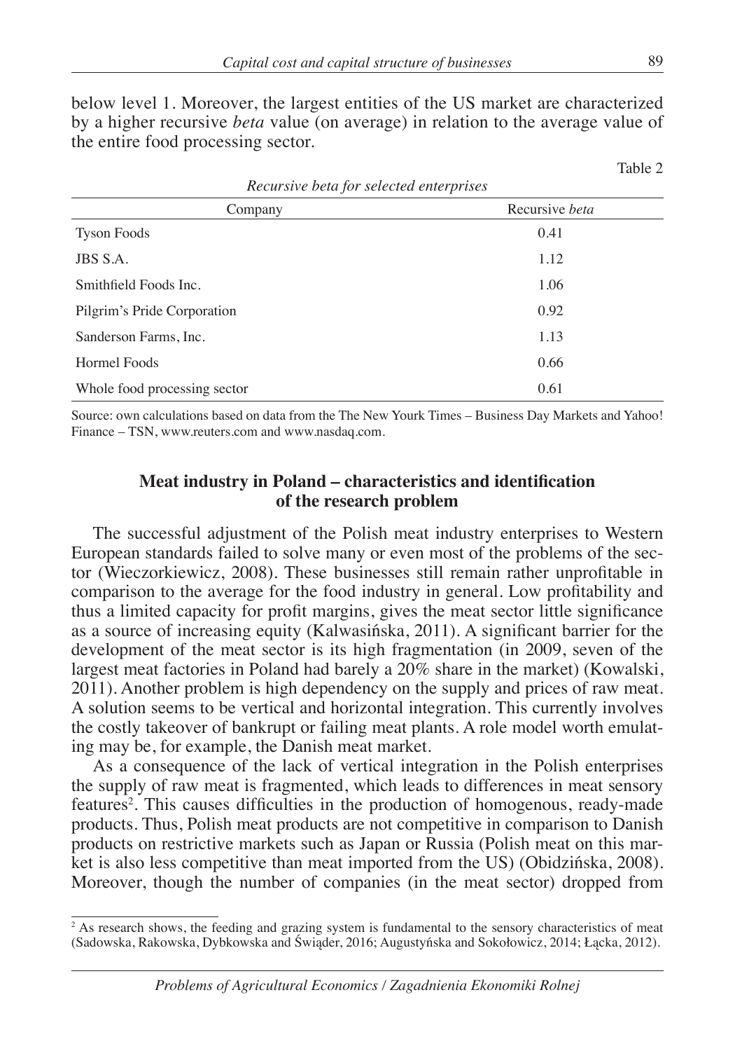below level 1. Moreover, the largest entities of the US market are characterized by a higher recursive *beta* value (on average) in relation to the average value of the entire food processing sector.

Table 2

*Recursive beta for selected enterprises*

| Company | Recursive *beta* |
|---|---|
| Tyson Foods | 0.41 |
| JBS S.A. | 1.12 |
| Smithfield Foods Inc. | 1.06 |
| Pilgrim's Pride Corporation | 0.92 |
| Sanderson Farms, Inc. | 1.13 |
| Hormel Foods | 0.66 |
| Whole food processing sector | 0.61 |

Source: own calculations based on data from the The New Yourk Times – Business Day Markets and Yahoo! Finance – TSN, www.reuters.com and www.nasdaq.com.

## Meat industry in Poland – characteristics and identification of the research problem

The successful adjustment of the Polish meat industry enterprises to Western European standards failed to solve many or even most of the problems of the sector (Wieczorkiewicz, 2008). These businesses still remain rather unprofitable in comparison to the average for the food industry in general. Low profitability and thus a limited capacity for profit margins, gives the meat sector little significance as a source of increasing equity (Kalwasińska, 2011). A significant barrier for the development of the meat sector is its high fragmentation (in 2009, seven of the largest meat factories in Poland had barely a 20% share in the market) (Kowalski, 2011). Another problem is high dependency on the supply and prices of raw meat. A solution seems to be vertical and horizontal integration. This currently involves the costly takeover of bankrupt or failing meat plants. A role model worth emulating may be, for example, the Danish meat market.

As a consequence of the lack of vertical integration in the Polish enterprises the supply of raw meat is fragmented, which leads to differences in meat sensory features[2]. This causes difficulties in the production of homogenous, ready-made products. Thus, Polish meat products are not competitive in comparison to Danish products on restrictive markets such as Japan or Russia (Polish meat on this market is also less competitive than meat imported from the US) (Obidzińska, 2008). Moreover, though the number of companies (in the meat sector) dropped from

[2] As research shows, the feeding and grazing system is fundamental to the sensory characteristics of meat (Sadowska, Rakowska, Dybkowska and Świąder, 2016; Augustyńska and Sokołowicz, 2014; Łącka, 2012).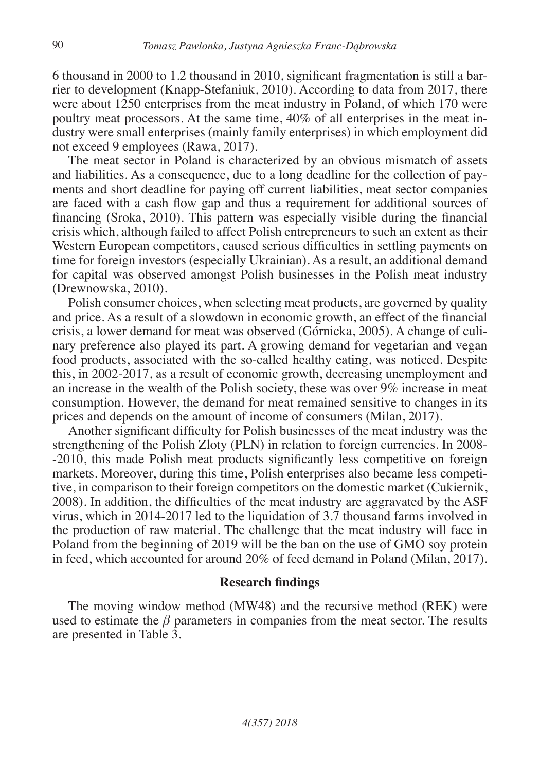6 thousand in 2000 to 1.2 thousand in 2010, significant fragmentation is still a barrier to development (Knapp-Stefaniuk, 2010). According to data from 2017, there were about 1250 enterprises from the meat industry in Poland, of which 170 were poultry meat processors. At the same time, 40% of all enterprises in the meat industry were small enterprises (mainly family enterprises) in which employment did not exceed 9 employees (Rawa, 2017).

The meat sector in Poland is characterized by an obvious mismatch of assets and liabilities. As a consequence, due to a long deadline for the collection of payments and short deadline for paying off current liabilities, meat sector companies are faced with a cash flow gap and thus a requirement for additional sources of financing (Sroka, 2010). This pattern was especially visible during the financial crisis which, although failed to affect Polish entrepreneurs to such an extent as their Western European competitors, caused serious difficulties in settling payments on time for foreign investors (especially Ukrainian). As a result, an additional demand for capital was observed amongst Polish businesses in the Polish meat industry (Drewnowska, 2010).

Polish consumer choices, when selecting meat products, are governed by quality and price. As a result of a slowdown in economic growth, an effect of the financial crisis, a lower demand for meat was observed (Górnicka, 2005). A change of culinary preference also played its part. A growing demand for vegetarian and vegan food products, associated with the so-called healthy eating, was noticed. Despite this, in 2002-2017, as a result of economic growth, decreasing unemployment and an increase in the wealth of the Polish society, these was over 9% increase in meat consumption. However, the demand for meat remained sensitive to changes in its prices and depends on the amount of income of consumers (Milan, 2017).

Another significant difficulty for Polish businesses of the meat industry was the strengthening of the Polish Zloty (PLN) in relation to foreign currencies. In 2008--2010, this made Polish meat products significantly less competitive on foreign markets. Moreover, during this time, Polish enterprises also became less competitive, in comparison to their foreign competitors on the domestic market (Cukiernik, 2008). In addition, the difficulties of the meat industry are aggravated by the ASF virus, which in 2014-2017 led to the liquidation of 3.7 thousand farms involved in the production of raw material. The challenge that the meat industry will face in Poland from the beginning of 2019 will be the ban on the use of GMO soy protein in feed, which accounted for around 20% of feed demand in Poland (Milan, 2017).

## Research findings

The moving window method (MW48) and the recursive method (REK) were used to estimate the $\beta$ parameters in companies from the meat sector. The results are presented in Table 3.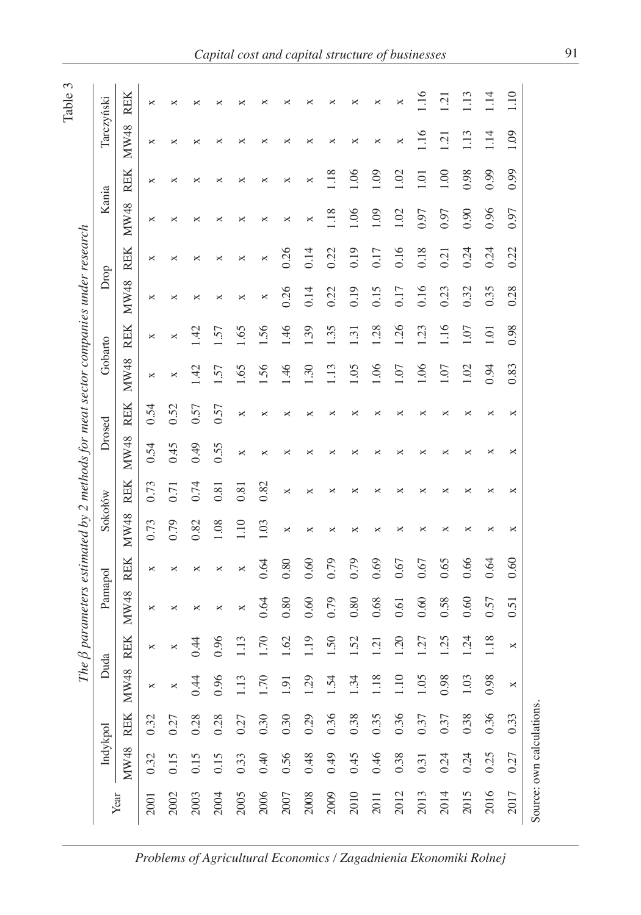Table 3

The $\beta$ parameters estimated by 2 methods for meat sector companies under research

| Year | Indykpol | | Duda | | Pamapol | | Sokołów | | Drosed | | Gobarto | | Drop | | Kania | | Tarczyński | |
|---|---|---|---|---|---|---|---|---|---|---|---|---|---|---|---|---|---|---|
| | MW48 | REK | MW48 | REK | MW48 | REK | MW48 | REK | MW48 | REK | MW48 | REK | MW48 | REK | MW48 | REK | MW48 | REK |
| 2001 | 0.32 | 0.32 | × | × | × | × | 0.73 | 0.73 | 0.54 | 0.54 | × | × | × | × | × | × | × | × |
| 2002 | 0.15 | 0.27 | × | × | × | × | 0.79 | 0.71 | 0.45 | 0.52 | × | × | × | × | × | × | × | × |
| 2003 | 0.15 | 0.28 | 0.44 | 0.44 | × | × | 0.82 | 0.74 | 0.49 | 0.57 | 1.42 | 1.42 | × | × | × | × | × | × |
| 2004 | 0.15 | 0.28 | 0.96 | 0.96 | × | × | 1.08 | 0.81 | 0.55 | 0.57 | 1.57 | 1.57 | × | × | × | × | × | × |
| 2005 | 0.33 | 0.27 | 1.13 | 1.13 | × | × | 1.10 | 0.81 | × | × | 1.65 | 1.65 | × | × | × | × | × | × |
| 2006 | 0.40 | 0.30 | 1.70 | 1.70 | 0.64 | 0.64 | 1.03 | 0.82 | × | × | 1.56 | 1.56 | × | × | × | × | × | × |
| 2007 | 0.56 | 0.30 | 1.91 | 1.62 | 0.80 | 0.80 | × | × | × | × | 1.46 | 1.46 | 0.26 | 0.26 | × | × | × | × |
| 2008 | 0.48 | 0.29 | 1.29 | 1.19 | 0.60 | 0.60 | × | × | × | × | 1.30 | 1.39 | 0.14 | 0.14 | × | × | × | × |
| 2009 | 0.49 | 0.36 | 1.54 | 1.50 | 0.79 | 0.79 | × | × | × | × | 1.13 | 1.35 | 0.22 | 0.22 | 1.18 | 1.18 | × | × |
| 2010 | 0.45 | 0.38 | 1.34 | 1.52 | 0.80 | 0.79 | × | × | × | × | 1.05 | 1.31 | 0.19 | 0.19 | 1.06 | 1.06 | × | × |
| 2011 | 0.46 | 0.35 | 1.18 | 1.21 | 0.68 | 0.69 | × | × | × | × | 1.06 | 1.28 | 0.15 | 0.17 | 1.09 | 1.09 | × | × |
| 2012 | 0.38 | 0.36 | 1.10 | 1.20 | 0.61 | 0.67 | × | × | × | × | 1.07 | 1.26 | 0.17 | 0.16 | 1.02 | 1.02 | × | × |
| 2013 | 0.31 | 0.37 | 1.05 | 1.27 | 0.60 | 0.67 | × | × | × | × | 1.06 | 1.23 | 0.16 | 0.18 | 0.97 | 1.01 | 1.16 | 1.16 |
| 2014 | 0.24 | 0.37 | 0.98 | 1.25 | 0.58 | 0.65 | × | × | × | × | 1.07 | 1.16 | 0.23 | 0.21 | 0.97 | 1.00 | 1.21 | 1.21 |
| 2015 | 0.24 | 0.38 | 1.03 | 1.24 | 0.60 | 0.66 | × | × | × | × | 1.02 | 1.07 | 0.32 | 0.24 | 0.90 | 0.98 | 1.13 | 1.13 |
| 2016 | 0.25 | 0.36 | 0.98 | 1.18 | 0.57 | 0.64 | × | × | × | × | 0.94 | 1.01 | 0.35 | 0.24 | 0.96 | 0.99 | 1.14 | 1.14 |
| 2017 | 0.27 | 0.33 | × | × | 0.51 | 0.60 | × | × | × | × | 0.83 | 0.98 | 0.28 | 0.22 | 0.97 | 0.99 | 1.09 | 1.10 |

Source: own calculations.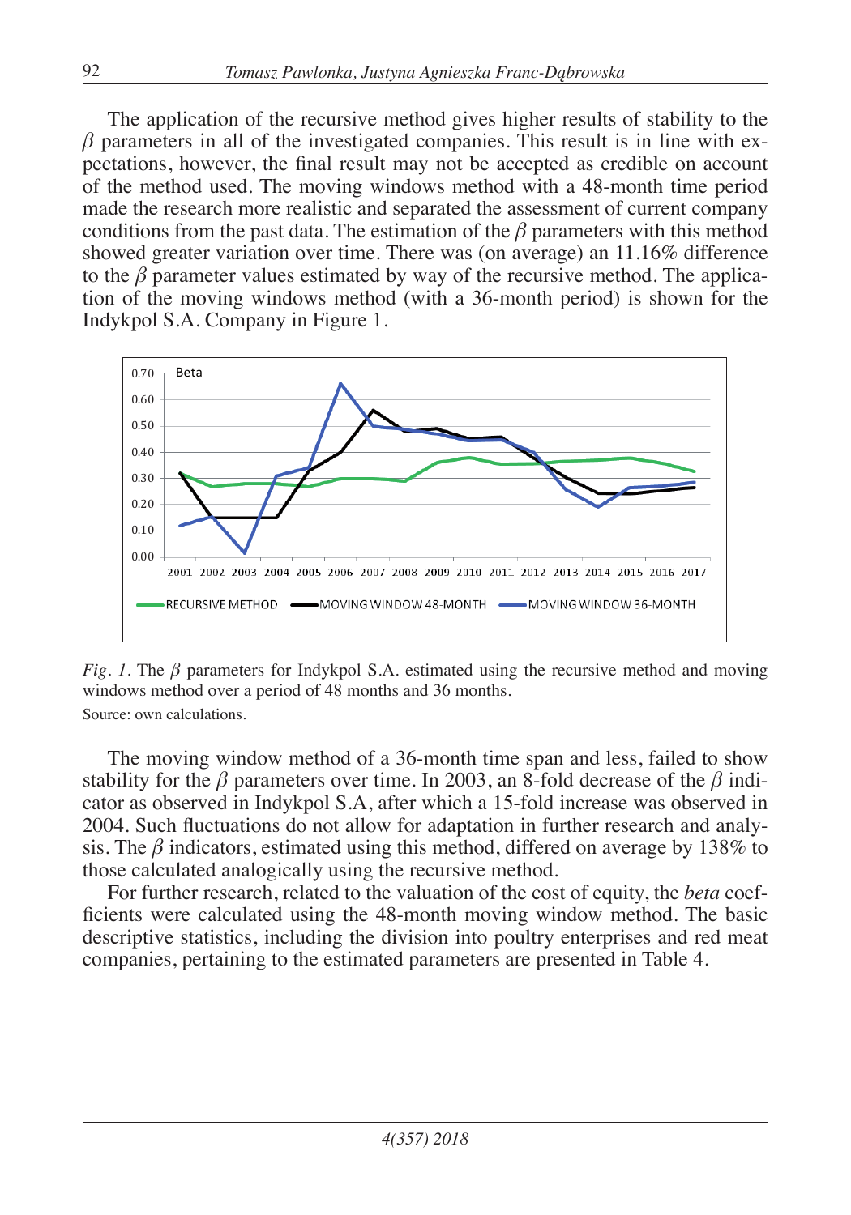The application of the recursive method gives higher results of stability to the $\beta$ parameters in all of the investigated companies. This result is in line with expectations, however, the final result may not be accepted as credible on account of the method used. The moving windows method with a 48-month time period made the research more realistic and separated the assessment of current company conditions from the past data. The estimation of the $\beta$ parameters with this method showed greater variation over time. There was (on average) an 11.16% difference to the $\beta$ parameter values estimated by way of the recursive method. The application of the moving windows method (with a 36-month period) is shown for the Indykpol S.A. Company in Figure 1.

*Fig. 1.* The $\beta$ parameters for Indykpol S.A. estimated using the recursive method and moving windows method over a period of 48 months and 36 months.

Source: own calculations.

The moving window method of a 36-month time span and less, failed to show stability for the $\beta$ parameters over time. In 2003, an 8-fold decrease of the $\beta$ indicator as observed in Indykpol S.A, after which a 15-fold increase was observed in 2004. Such fluctuations do not allow for adaptation in further research and analysis. The $\beta$ indicators, estimated using this method, differed on average by 138% to those calculated analogically using the recursive method.

For further research, related to the valuation of the cost of equity, the *beta* coefficients were calculated using the 48-month moving window method. The basic descriptive statistics, including the division into poultry enterprises and red meat companies, pertaining to the estimated parameters are presented in Table 4.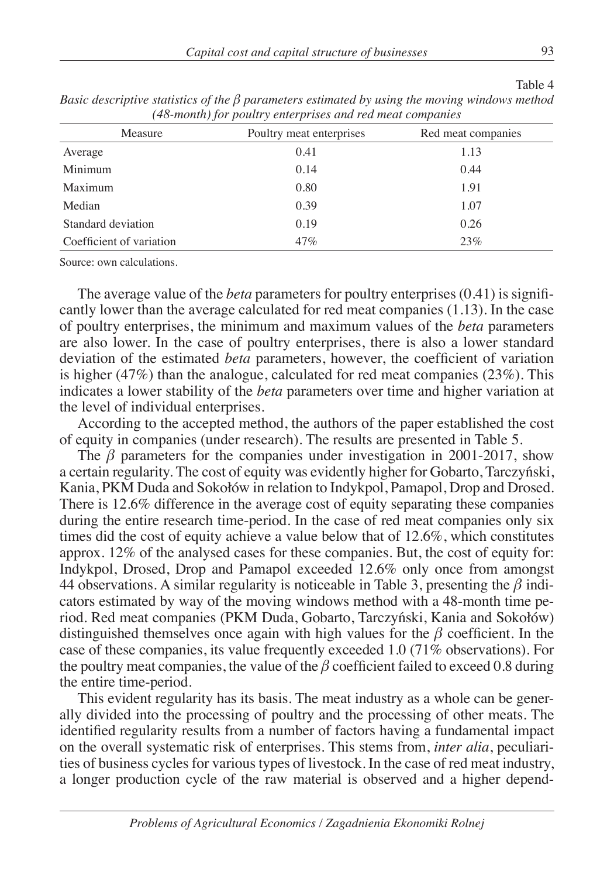Table 4

*Basic descriptive statistics of the $\beta$ parameters estimated by using the moving windows method (48-month) for poultry enterprises and red meat companies*

| Measure | Poultry meat enterprises | Red meat companies |
|---|---|---|
| Average | 0.41 | 1.13 |
| Minimum | 0.14 | 0.44 |
| Maximum | 0.80 | 1.91 |
| Median | 0.39 | 1.07 |
| Standard deviation | 0.19 | 0.26 |
| Coefficient of variation | 47% | 23% |

Source: own calculations.

The average value of the *beta* parameters for poultry enterprises (0.41) is significantly lower than the average calculated for red meat companies (1.13). In the case of poultry enterprises, the minimum and maximum values of the *beta* parameters are also lower. In the case of poultry enterprises, there is also a lower standard deviation of the estimated *beta* parameters, however, the coefficient of variation is higher (47%) than the analogue, calculated for red meat companies (23%). This indicates a lower stability of the *beta* parameters over time and higher variation at the level of individual enterprises.

According to the accepted method, the authors of the paper established the cost of equity in companies (under research). The results are presented in Table 5.

The $\beta$ parameters for the companies under investigation in 2001-2017, show a certain regularity. The cost of equity was evidently higher for Gobarto, Tarczyński, Kania, PKM Duda and Sokołów in relation to Indykpol, Pamapol, Drop and Drosed. There is 12.6% difference in the average cost of equity separating these companies during the entire research time-period. In the case of red meat companies only six times did the cost of equity achieve a value below that of 12.6%, which constitutes approx. 12% of the analysed cases for these companies. But, the cost of equity for: Indykpol, Drosed, Drop and Pamapol exceeded 12.6% only once from amongst 44 observations. A similar regularity is noticeable in Table 3, presenting the $\beta$ indicators estimated by way of the moving windows method with a 48-month time period. Red meat companies (PKM Duda, Gobarto, Tarczyński, Kania and Sokołów) distinguished themselves once again with high values for the $\beta$ coefficient. In the case of these companies, its value frequently exceeded 1.0 (71% observations). For the poultry meat companies, the value of the $\beta$ coefficient failed to exceed 0.8 during the entire time-period.

This evident regularity has its basis. The meat industry as a whole can be generally divided into the processing of poultry and the processing of other meats. The identified regularity results from a number of factors having a fundamental impact on the overall systematic risk of enterprises. This stems from, *inter alia*, peculiarities of business cycles for various types of livestock. In the case of red meat industry, a longer production cycle of the raw material is observed and a higher depend-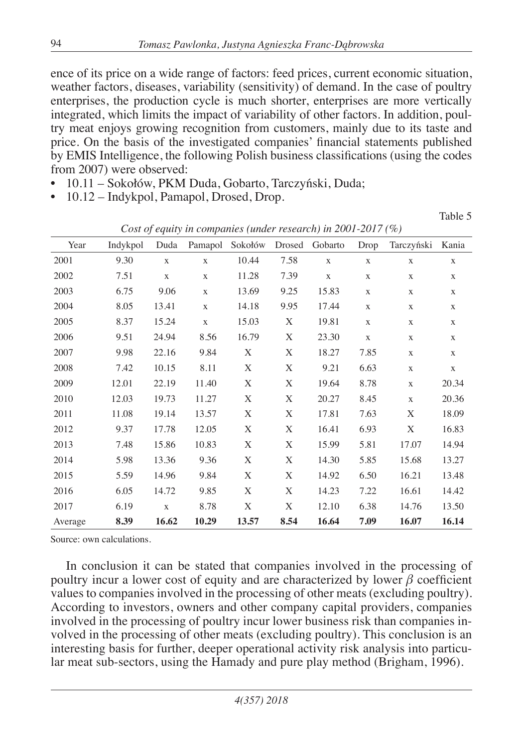ence of its price on a wide range of factors: feed prices, current economic situation, weather factors, diseases, variability (sensitivity) of demand. In the case of poultry enterprises, the production cycle is much shorter, enterprises are more vertically integrated, which limits the impact of variability of other factors. In addition, poultry meat enjoys growing recognition from customers, mainly due to its taste and price. On the basis of the investigated companies' financial statements published by EMIS Intelligence, the following Polish business classifications (using the codes from 2007) were observed:

- 10.11 – Sokołów, PKM Duda, Gobarto, Tarczyński, Duda;
- 10.12 – Indykpol, Pamapol, Drosed, Drop.

Table 5

*Cost of equity in companies (under research) in 2001-2017 (%)*

| Year | Indykpol | Duda | Pamapol | Sokołów | Drosed | Gobarto | Drop | Tarczyński | Kania |
|---|---|---|---|---|---|---|---|---|---|
| 2001 | 9.30 | x | x | 10.44 | 7.58 | x | x | x | x |
| 2002 | 7.51 | x | x | 11.28 | 7.39 | x | x | x | x |
| 2003 | 6.75 | 9.06 | x | 13.69 | 9.25 | 15.83 | x | x | x |
| 2004 | 8.05 | 13.41 | x | 14.18 | 9.95 | 17.44 | x | x | x |
| 2005 | 8.37 | 15.24 | x | 15.03 | X | 19.81 | x | x | x |
| 2006 | 9.51 | 24.94 | 8.56 | 16.79 | X | 23.30 | x | x | x |
| 2007 | 9.98 | 22.16 | 9.84 | X | X | 18.27 | 7.85 | x | x |
| 2008 | 7.42 | 10.15 | 8.11 | X | X | 9.21 | 6.63 | x | x |
| 2009 | 12.01 | 22.19 | 11.40 | X | X | 19.64 | 8.78 | x | 20.34 |
| 2010 | 12.03 | 19.73 | 11.27 | X | X | 20.27 | 8.45 | x | 20.36 |
| 2011 | 11.08 | 19.14 | 13.57 | X | X | 17.81 | 7.63 | X | 18.09 |
| 2012 | 9.37 | 17.78 | 12.05 | X | X | 16.41 | 6.93 | X | 16.83 |
| 2013 | 7.48 | 15.86 | 10.83 | X | X | 15.99 | 5.81 | 17.07 | 14.94 |
| 2014 | 5.98 | 13.36 | 9.36 | X | X | 14.30 | 5.85 | 15.68 | 13.27 |
| 2015 | 5.59 | 14.96 | 9.84 | X | X | 14.92 | 6.50 | 16.21 | 13.48 |
| 2016 | 6.05 | 14.72 | 9.85 | X | X | 14.23 | 7.22 | 16.61 | 14.42 |
| 2017 | 6.19 | x | 8.78 | X | X | 12.10 | 6.38 | 14.76 | 13.50 |
| Average | **8.39** | **16.62** | **10.29** | **13.57** | **8.54** | **16.64** | **7.09** | **16.07** | **16.14** |

Source: own calculations.

In conclusion it can be stated that companies involved in the processing of poultry incur a lower cost of equity and are characterized by lower $\beta$ coefficient values to companies involved in the processing of other meats (excluding poultry). According to investors, owners and other company capital providers, companies involved in the processing of poultry incur lower business risk than companies involved in the processing of other meats (excluding poultry). This conclusion is an interesting basis for further, deeper operational activity risk analysis into particular meat sub-sectors, using the Hamady and pure play method (Brigham, 1996).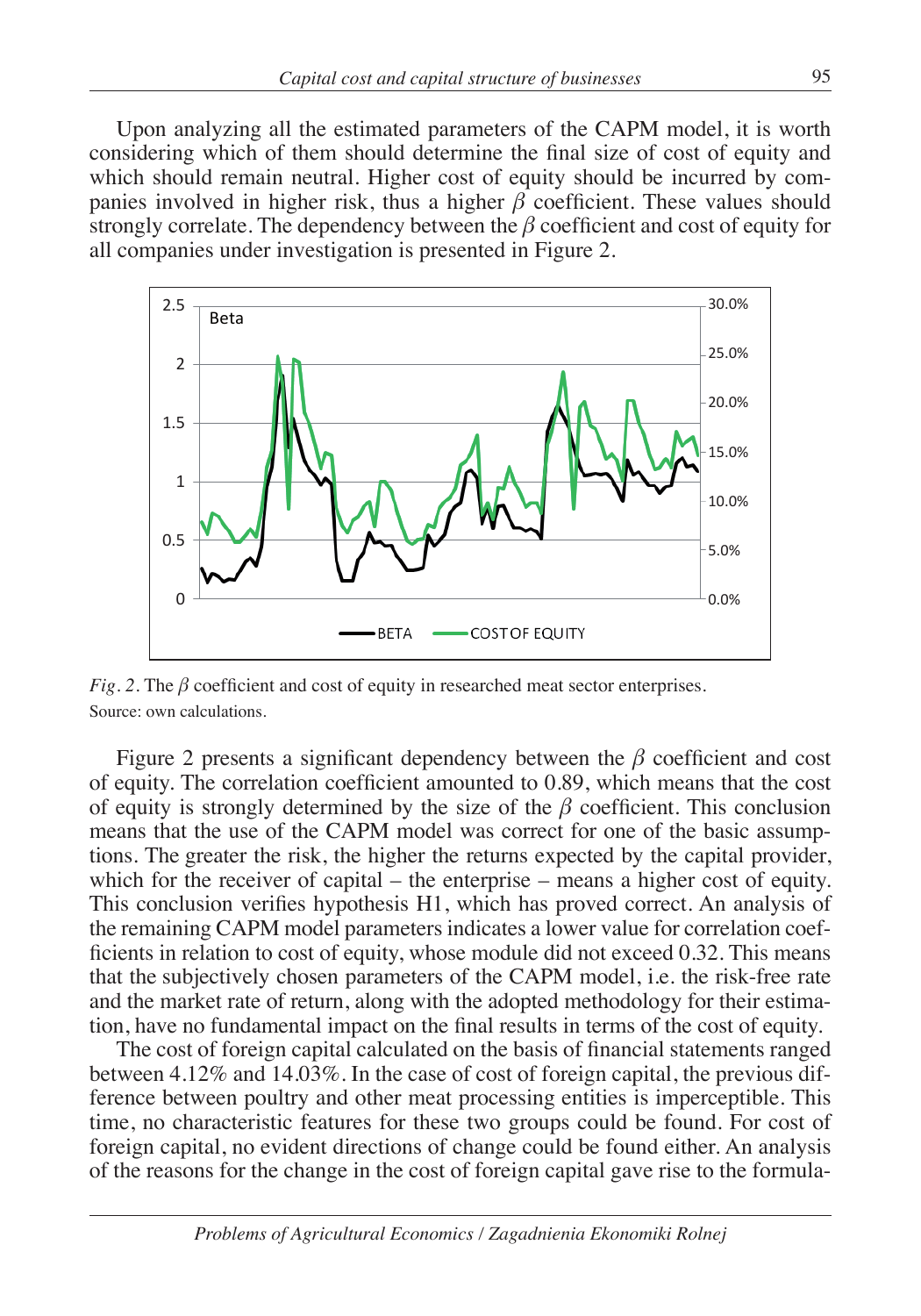Upon analyzing all the estimated parameters of the CAPM model, it is worth considering which of them should determine the final size of cost of equity and which should remain neutral. Higher cost of equity should be incurred by companies involved in higher risk, thus a higher $\beta$ coefficient. These values should strongly correlate. The dependency between the $\beta$ coefficient and cost of equity for all companies under investigation is presented in Figure 2.

*Fig. 2.* The $\beta$ coefficient and cost of equity in researched meat sector enterprises.
Source: own calculations.

Figure 2 presents a significant dependency between the $\beta$ coefficient and cost of equity. The correlation coefficient amounted to 0.89, which means that the cost of equity is strongly determined by the size of the $\beta$ coefficient. This conclusion means that the use of the CAPM model was correct for one of the basic assumptions. The greater the risk, the higher the returns expected by the capital provider, which for the receiver of capital – the enterprise – means a higher cost of equity. This conclusion verifies hypothesis H1, which has proved correct. An analysis of the remaining CAPM model parameters indicates a lower value for correlation coefficients in relation to cost of equity, whose module did not exceed 0.32. This means that the subjectively chosen parameters of the CAPM model, i.e. the risk-free rate and the market rate of return, along with the adopted methodology for their estimation, have no fundamental impact on the final results in terms of the cost of equity.

The cost of foreign capital calculated on the basis of financial statements ranged between 4.12% and 14.03%. In the case of cost of foreign capital, the previous difference between poultry and other meat processing entities is imperceptible. This time, no characteristic features for these two groups could be found. For cost of foreign capital, no evident directions of change could be found either. An analysis of the reasons for the change in the cost of foreign capital gave rise to the formula-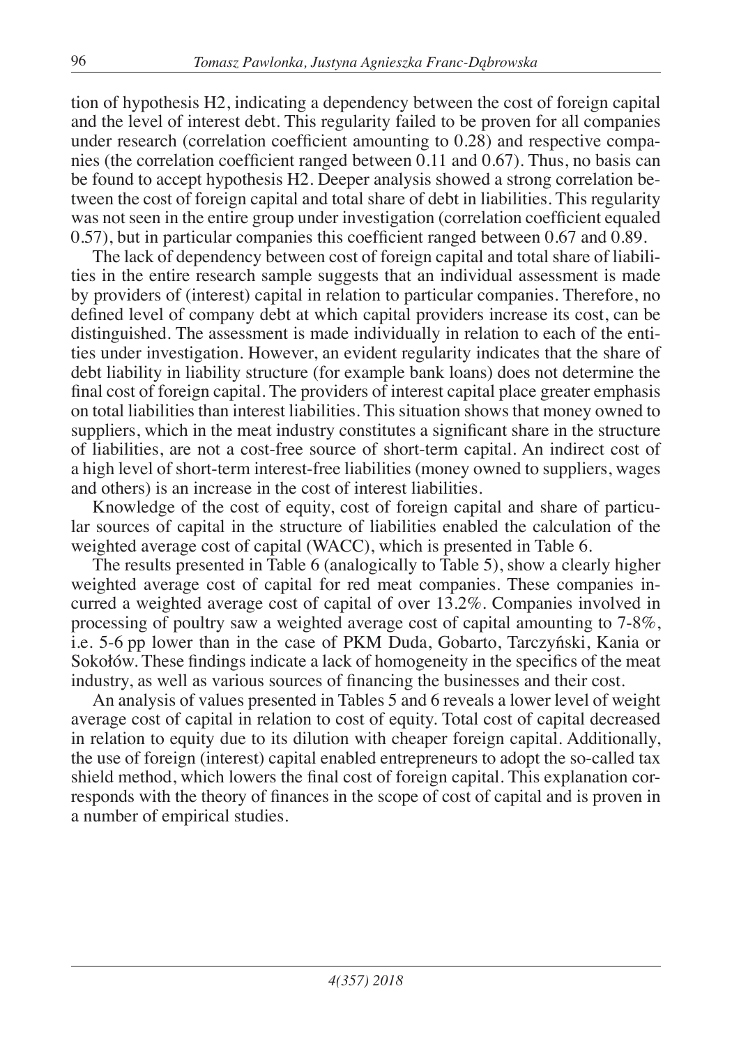tion of hypothesis H2, indicating a dependency between the cost of foreign capital and the level of interest debt. This regularity failed to be proven for all companies under research (correlation coefficient amounting to 0.28) and respective companies (the correlation coefficient ranged between 0.11 and 0.67). Thus, no basis can be found to accept hypothesis H2. Deeper analysis showed a strong correlation between the cost of foreign capital and total share of debt in liabilities. This regularity was not seen in the entire group under investigation (correlation coefficient equaled 0.57), but in particular companies this coefficient ranged between 0.67 and 0.89.

The lack of dependency between cost of foreign capital and total share of liabilities in the entire research sample suggests that an individual assessment is made by providers of (interest) capital in relation to particular companies. Therefore, no defined level of company debt at which capital providers increase its cost, can be distinguished. The assessment is made individually in relation to each of the entities under investigation. However, an evident regularity indicates that the share of debt liability in liability structure (for example bank loans) does not determine the final cost of foreign capital. The providers of interest capital place greater emphasis on total liabilities than interest liabilities. This situation shows that money owned to suppliers, which in the meat industry constitutes a significant share in the structure of liabilities, are not a cost-free source of short-term capital. An indirect cost of a high level of short-term interest-free liabilities (money owned to suppliers, wages and others) is an increase in the cost of interest liabilities.

Knowledge of the cost of equity, cost of foreign capital and share of particular sources of capital in the structure of liabilities enabled the calculation of the weighted average cost of capital (WACC), which is presented in Table 6.

The results presented in Table 6 (analogically to Table 5), show a clearly higher weighted average cost of capital for red meat companies. These companies incurred a weighted average cost of capital of over 13.2%. Companies involved in processing of poultry saw a weighted average cost of capital amounting to 7-8%, i.e. 5-6 pp lower than in the case of PKM Duda, Gobarto, Tarczyński, Kania or Sokołów. These findings indicate a lack of homogeneity in the specifics of the meat industry, as well as various sources of financing the businesses and their cost.

An analysis of values presented in Tables 5 and 6 reveals a lower level of weight average cost of capital in relation to cost of equity. Total cost of capital decreased in relation to equity due to its dilution with cheaper foreign capital. Additionally, the use of foreign (interest) capital enabled entrepreneurs to adopt the so-called tax shield method, which lowers the final cost of foreign capital. This explanation corresponds with the theory of finances in the scope of cost of capital and is proven in a number of empirical studies.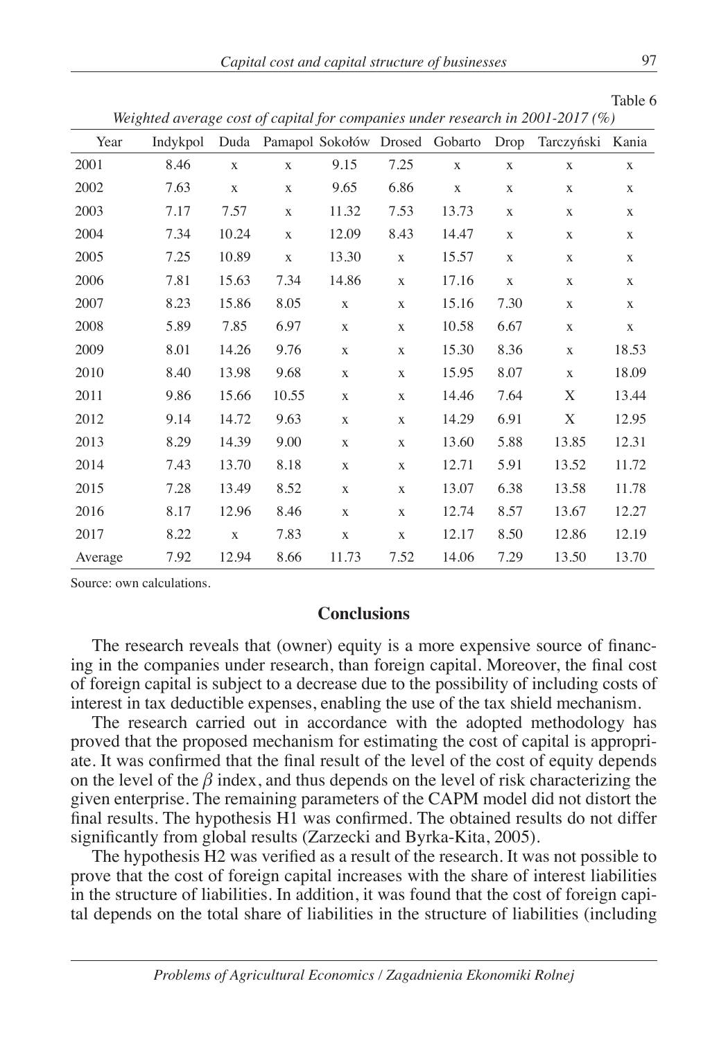Table 6

*Weighted average cost of capital for companies under research in 2001-2017 (%)*

| Year | Indykpol | Duda | Pamapol | Sokołów | Drosed | Gobarto | Drop | Tarczyński | Kania |
|---|---|---|---|---|---|---|---|---|---|
| 2001 | 8.46 | x | x | 9.15 | 7.25 | x | x | x | x |
| 2002 | 7.63 | x | x | 9.65 | 6.86 | x | x | x | x |
| 2003 | 7.17 | 7.57 | x | 11.32 | 7.53 | 13.73 | x | x | x |
| 2004 | 7.34 | 10.24 | x | 12.09 | 8.43 | 14.47 | x | x | x |
| 2005 | 7.25 | 10.89 | x | 13.30 | x | 15.57 | x | x | x |
| 2006 | 7.81 | 15.63 | 7.34 | 14.86 | x | 17.16 | x | x | x |
| 2007 | 8.23 | 15.86 | 8.05 | x | x | 15.16 | 7.30 | x | x |
| 2008 | 5.89 | 7.85 | 6.97 | x | x | 10.58 | 6.67 | x | x |
| 2009 | 8.01 | 14.26 | 9.76 | x | x | 15.30 | 8.36 | x | 18.53 |
| 2010 | 8.40 | 13.98 | 9.68 | x | x | 15.95 | 8.07 | x | 18.09 |
| 2011 | 9.86 | 15.66 | 10.55 | x | x | 14.46 | 7.64 | X | 13.44 |
| 2012 | 9.14 | 14.72 | 9.63 | x | x | 14.29 | 6.91 | X | 12.95 |
| 2013 | 8.29 | 14.39 | 9.00 | x | x | 13.60 | 5.88 | 13.85 | 12.31 |
| 2014 | 7.43 | 13.70 | 8.18 | x | x | 12.71 | 5.91 | 13.52 | 11.72 |
| 2015 | 7.28 | 13.49 | 8.52 | x | x | 13.07 | 6.38 | 13.58 | 11.78 |
| 2016 | 8.17 | 12.96 | 8.46 | x | x | 12.74 | 8.57 | 13.67 | 12.27 |
| 2017 | 8.22 | x | 7.83 | x | x | 12.17 | 8.50 | 12.86 | 12.19 |
| Average | 7.92 | 12.94 | 8.66 | 11.73 | 7.52 | 14.06 | 7.29 | 13.50 | 13.70 |

Source: own calculations.

## Conclusions

The research reveals that (owner) equity is a more expensive source of financing in the companies under research, than foreign capital. Moreover, the final cost of foreign capital is subject to a decrease due to the possibility of including costs of interest in tax deductible expenses, enabling the use of the tax shield mechanism.

The research carried out in accordance with the adopted methodology has proved that the proposed mechanism for estimating the cost of capital is appropriate. It was confirmed that the final result of the level of the cost of equity depends on the level of the $\beta$ index, and thus depends on the level of risk characterizing the given enterprise. The remaining parameters of the CAPM model did not distort the final results. The hypothesis H1 was confirmed. The obtained results do not differ significantly from global results (Zarzecki and Byrka-Kita, 2005).

The hypothesis H2 was verified as a result of the research. It was not possible to prove that the cost of foreign capital increases with the share of interest liabilities in the structure of liabilities. In addition, it was found that the cost of foreign capital depends on the total share of liabilities in the structure of liabilities (including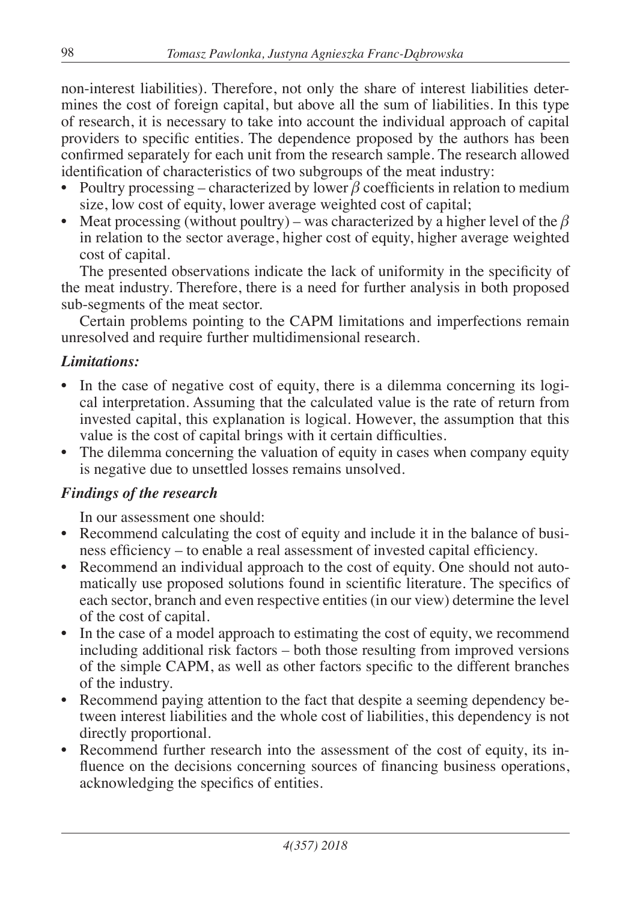non-interest liabilities). Therefore, not only the share of interest liabilities determines the cost of foreign capital, but above all the sum of liabilities. In this type of research, it is necessary to take into account the individual approach of capital providers to specific entities. The dependence proposed by the authors has been confirmed separately for each unit from the research sample. The research allowed identification of characteristics of two subgroups of the meat industry:

- Poultry processing – characterized by lower $\beta$ coefficients in relation to medium size, low cost of equity, lower average weighted cost of capital;
- Meat processing (without poultry) – was characterized by a higher level of the $\beta$ in relation to the sector average, higher cost of equity, higher average weighted cost of capital.

The presented observations indicate the lack of uniformity in the specificity of the meat industry. Therefore, there is a need for further analysis in both proposed sub-segments of the meat sector.

Certain problems pointing to the CAPM limitations and imperfections remain unresolved and require further multidimensional research.

### *Limitations:*

- In the case of negative cost of equity, there is a dilemma concerning its logical interpretation. Assuming that the calculated value is the rate of return from invested capital, this explanation is logical. However, the assumption that this value is the cost of capital brings with it certain difficulties.
- The dilemma concerning the valuation of equity in cases when company equity is negative due to unsettled losses remains unsolved.

### *Findings of the research*

In our assessment one should:

- Recommend calculating the cost of equity and include it in the balance of business efficiency – to enable a real assessment of invested capital efficiency.
- Recommend an individual approach to the cost of equity. One should not automatically use proposed solutions found in scientific literature. The specifics of each sector, branch and even respective entities (in our view) determine the level of the cost of capital.
- In the case of a model approach to estimating the cost of equity, we recommend including additional risk factors – both those resulting from improved versions of the simple CAPM, as well as other factors specific to the different branches of the industry.
- Recommend paying attention to the fact that despite a seeming dependency between interest liabilities and the whole cost of liabilities, this dependency is not directly proportional.
- Recommend further research into the assessment of the cost of equity, its influence on the decisions concerning sources of financing business operations, acknowledging the specifics of entities.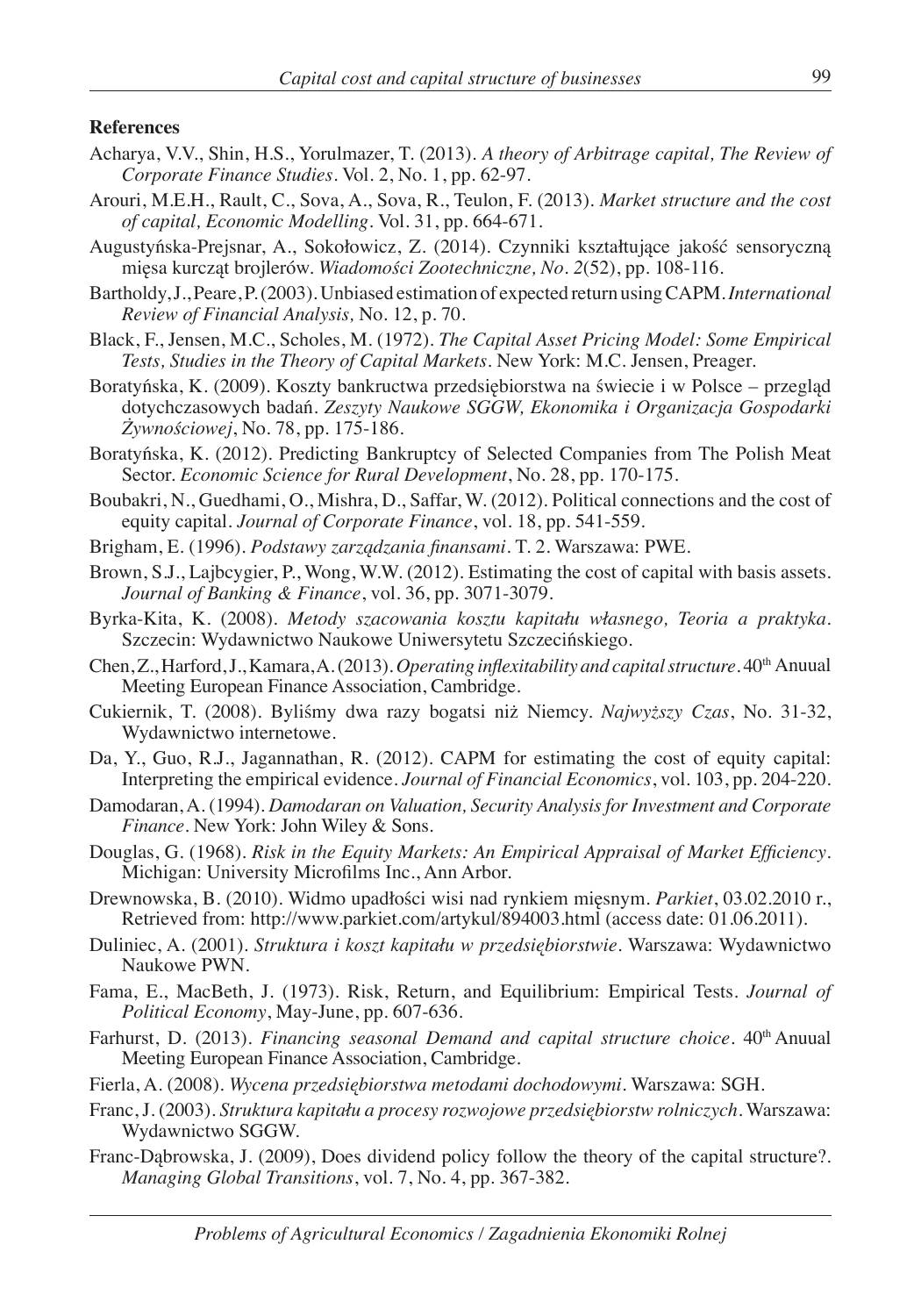**References**

Acharya, V.V., Shin, H.S., Yorulmazer, T. (2013). *A theory of Arbitrage capital, The Review of Corporate Finance Studies*. Vol. 2, No. 1, pp. 62-97.

Arouri, M.E.H., Rault, C., Sova, A., Sova, R., Teulon, F. (2013). *Market structure and the cost of capital, Economic Modelling*. Vol. 31, pp. 664-671.

Augustyńska-Prejsnar, A., Sokołowicz, Z. (2014). Czynniki kształtujące jakość sensoryczną mięsa kurcząt brojlerów. *Wiadomości Zootechniczne, No. 2*(52), pp. 108-116.

Bartholdy, J., Peare, P. (2003). Unbiased estimation of expected return using CAPM. *International Review of Financial Analysis,* No. 12, p. 70.

Black, F., Jensen, M.C., Scholes, M. (1972). *The Capital Asset Pricing Model: Some Empirical Tests, Studies in the Theory of Capital Markets*. New York: M.C. Jensen, Preager.

Boratyńska, K. (2009). Koszty bankructwa przedsiębiorstwa na świecie i w Polsce – przegląd dotychczasowych badań. *Zeszyty Naukowe SGGW, Ekonomika i Organizacja Gospodarki Żywnościowej*, No. 78, pp. 175-186.

Boratyńska, K. (2012). Predicting Bankruptcy of Selected Companies from The Polish Meat Sector. *Economic Science for Rural Development*, No. 28, pp. 170-175.

Boubakri, N., Guedhami, O., Mishra, D., Saffar, W. (2012). Political connections and the cost of equity capital. *Journal of Corporate Finance*, vol. 18, pp. 541-559.

Brigham, E. (1996). *Podstawy zarządzania finansami*. T. 2. Warszawa: PWE.

Brown, S.J., Lajbcygier, P., Wong, W.W. (2012). Estimating the cost of capital with basis assets. *Journal of Banking & Finance*, vol. 36, pp. 3071-3079.

Byrka-Kita, K. (2008). *Metody szacowania kosztu kapitału własnego, Teoria a praktyka*. Szczecin: Wydawnictwo Naukowe Uniwersytetu Szczecińskiego.

Chen, Z., Harford, J., Kamara, A. (2013). *Operating inflexitability and capital structure*. 40th Anuual Meeting European Finance Association, Cambridge.

Cukiernik, T. (2008). Byliśmy dwa razy bogatsi niż Niemcy. *Najwyższy Czas*, No. 31-32, Wydawnictwo internetowe.

Da, Y., Guo, R.J., Jagannathan, R. (2012). CAPM for estimating the cost of equity capital: Interpreting the empirical evidence. *Journal of Financial Economics*, vol. 103, pp. 204-220.

Damodaran, A. (1994). *Damodaran on Valuation, Security Analysis for Investment and Corporate Finance*. New York: John Wiley & Sons.

Douglas, G. (1968). *Risk in the Equity Markets: An Empirical Appraisal of Market Efficiency*. Michigan: University Microfilms Inc., Ann Arbor.

Drewnowska, B. (2010). Widmo upadłości wisi nad rynkiem mięsnym. *Parkiet*, 03.02.2010 r., Retrieved from: http://www.parkiet.com/artykul/894003.html (access date: 01.06.2011).

Duliniec, A. (2001). *Struktura i koszt kapitału w przedsiębiorstwie*. Warszawa: Wydawnictwo Naukowe PWN.

Fama, E., MacBeth, J. (1973). Risk, Return, and Equilibrium: Empirical Tests. *Journal of Political Economy*, May-June, pp. 607-636.

Farhurst, D. (2013). *Financing seasonal Demand and capital structure choice*. 40th Anuual Meeting European Finance Association, Cambridge.

Fierla, A. (2008). *Wycena przedsiębiorstwa metodami dochodowymi*. Warszawa: SGH.

Franc, J. (2003). *Struktura kapitału a procesy rozwojowe przedsiębiorstw rolniczych*. Warszawa: Wydawnictwo SGGW.

Franc-Dąbrowska, J. (2009), Does dividend policy follow the theory of the capital structure?. *Managing Global Transitions*, vol. 7, No. 4, pp. 367-382.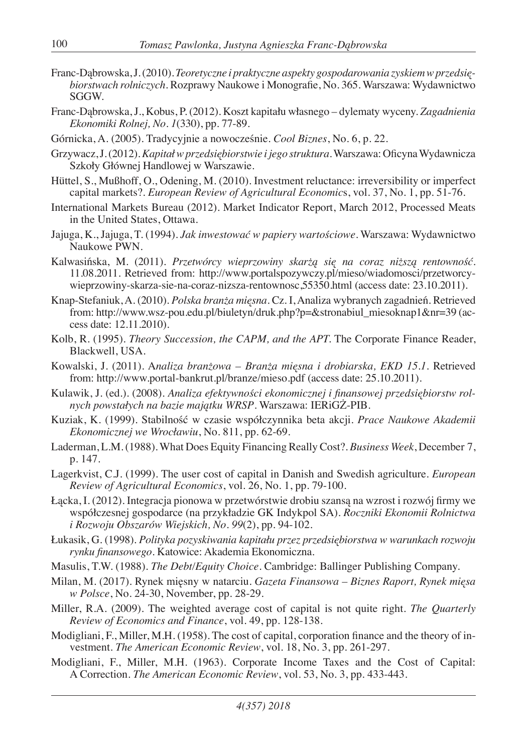Franc-Dąbrowska, J. (2010). *Teoretyczne i praktyczne aspekty gospodarowania zyskiem w przedsiębiorstwach rolniczych*. Rozprawy Naukowe i Monografie, No. 365. Warszawa: Wydawnictwo SGGW.

Franc-Dąbrowska, J., Kobus, P. (2012). Koszt kapitału własnego – dylematy wyceny. *Zagadnienia Ekonomiki Rolnej, No. 1*(330), pp. 77-89.

Górnicka, A. (2005). Tradycyjnie a nowocześnie. *Cool Biznes*, No. 6, p. 22.

Grzywacz, J. (2012). *Kapitał w przedsiębiorstwie i jego struktura*. Warszawa: Oficyna Wydawnicza Szkoły Głównej Handlowej w Warszawie.

Hüttel, S., Mußhoff, O., Odening, M. (2010). Investment reluctance: irreversibility or imperfect capital markets?. *European Review of Agricultural Economics*, vol. 37, No. 1, pp. 51-76.

International Markets Bureau (2012). Market Indicator Report, March 2012, Processed Meats in the United States, Ottawa.

Jajuga, K., Jajuga, T. (1994). *Jak inwestować w papiery wartościowe*. Warszawa: Wydawnictwo Naukowe PWN.

Kalwasińska, M. (2011). *Przetwórcy wieprzowiny skarżą się na coraz niższą rentowność*. 11.08.2011. Retrieved from: http://www.portalspozywczy.pl/mieso/wiadomosci/przetworcy-wieprzowiny-skarza-sie-na-coraz-nizsza-rentownosc,55350.html (access date: 23.10.2011).

Knap-Stefaniuk, A. (2010). *Polska branża mięsna*. Cz. I, Analiza wybranych zagadnień. Retrieved from: http://www.wsz-pou.edu.pl/biuletyn/druk.php?p=&stronabiul_miesoknap1&nr=39 (access date: 12.11.2010).

Kolb, R. (1995). *Theory Succession, the CAPM, and the APT*. The Corporate Finance Reader, Blackwell, USA.

Kowalski, J. (2011). A*naliza branżowa – Branża mięsna i drobiarska, EKD 15.1*. Retrieved from: http://www.portal-bankrut.pl/branze/mieso.pdf (access date: 25.10.2011).

Kulawik, J. (ed.). (2008). *Analiza efektywności ekonomicznej i finansowej przedsiębiorstw rolnych powstałych na bazie majątku WRSP*. Warszawa: IERiGŻ-PIB.

Kuziak, K. (1999). Stabilność w czasie współczynnika beta akcji. *Prace Naukowe Akademii Ekonomicznej we Wrocławiu*, No. 811, pp. 62-69.

Laderman, L.M. (1988). What Does Equity Financing Really Cost?. *Business Week*, December 7, p. 147.

Lagerkvist, C.J. (1999). The user cost of capital in Danish and Swedish agriculture. *European Review of Agricultural Economics*, vol. 26, No. 1, pp. 79-100.

Łącka, I. (2012). Integracja pionowa w przetwórstwie drobiu szansą na wzrost i rozwój firmy we współczesnej gospodarce (na przykładzie GK Indykpol SA). *Roczniki Ekonomii Rolnictwa i Rozwoju Obszarów Wiejskich, No. 99*(2), pp. 94-102.

Łukasik, G. (1998). *Polityka pozyskiwania kapitału przez przedsiębiorstwa w warunkach rozwoju rynku finansowego*. Katowice: Akademia Ekonomiczna.

Masulis, T.W. (1988). *The Debt/Equity Choice*. Cambridge: Ballinger Publishing Company.

Milan, M. (2017). Rynek mięsny w natarciu. *Gazeta Finansowa – Biznes Raport, Rynek mięsa w Polsce*, No. 24-30, November, pp. 28-29.

Miller, R.A. (2009). The weighted average cost of capital is not quite right. *The Quarterly Review of Economics and Finance*, vol. 49, pp. 128-138.

Modigliani, F., Miller, M.H. (1958). The cost of capital, corporation finance and the theory of investment. *The American Economic Review*, vol. 18, No. 3, pp. 261-297.

Modigliani, F., Miller, M.H. (1963). Corporate Income Taxes and the Cost of Capital: A Correction. *The American Economic Review*, vol. 53, No. 3, pp. 433-443.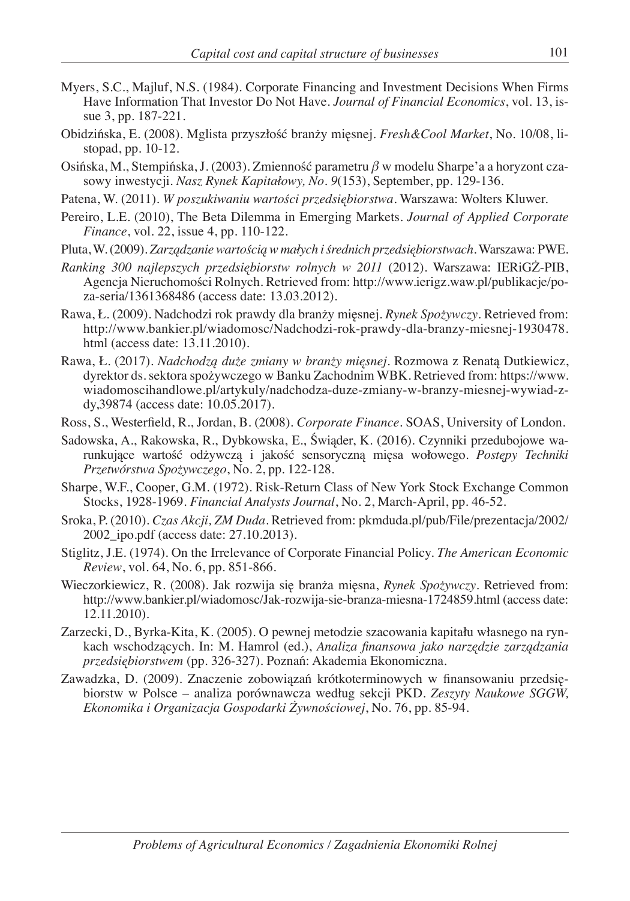Myers, S.C., Majluf, N.S. (1984). Corporate Financing and Investment Decisions When Firms Have Information That Investor Do Not Have. *Journal of Financial Economics*, vol. 13, issue 3, pp. 187-221.

Obidzińska, E. (2008). Mglista przyszłość branży mięsnej. *Fresh&Cool Market*, No. 10/08, listopad, pp. 10-12.

Osińska, M., Stempińska, J. (2003). Zmienność parametru $\beta$ w modelu Sharpe'a a horyzont czasowy inwestycji. *Nasz Rynek Kapitałowy, No. 9*(153), September, pp. 129-136.

Patena, W. (2011). *W poszukiwaniu wartości przedsiębiorstwa*. Warszawa: Wolters Kluwer.

Pereiro, L.E. (2010), The Beta Dilemma in Emerging Markets. *Journal of Applied Corporate Finance*, vol. 22, issue 4, pp. 110-122.

Pluta, W. (2009). *Zarządzanie wartością w małych i średnich przedsiębiorstwach*. Warszawa: PWE.

*Ranking 300 najlepszych przedsiębiorstw rolnych w 2011* (2012). Warszawa: IERiGŻ-PIB, Agencja Nieruchomości Rolnych. Retrieved from: http://www.ierigz.waw.pl/publikacje/poza-seria/1361368486 (access date: 13.03.2012).

Rawa, Ł. (2009). Nadchodzi rok prawdy dla branży mięsnej. *Rynek Spożywczy*. Retrieved from: http://www.bankier.pl/wiadomosc/Nadchodzi-rok-prawdy-dla-branzy-miesnej-1930478.html (access date: 13.11.2010).

Rawa, Ł. (2017). *Nadchodzą duże zmiany w branży mięsnej*. Rozmowa z Renatą Dutkiewicz, dyrektor ds. sektora spożywczego w Banku Zachodnim WBK. Retrieved from: https://www.wiadomoscihandlowe.pl/artykuly/nadchodza-duze-zmiany-w-branzy-miesnej-wywiad-z-dy,39874 (access date: 10.05.2017).

Ross, S., Westerfield, R., Jordan, B. (2008). *Corporate Finance*. SOAS, University of London.

Sadowska, A., Rakowska, R., Dybkowska, E., Świąder, K. (2016). Czynniki przedubojowe warunkujące wartość odżywczą i jakość sensoryczną mięsa wołowego. *Postępy Techniki Przetwórstwa Spożywczego*, No. 2, pp. 122-128.

Sharpe, W.F., Cooper, G.M. (1972). Risk-Return Class of New York Stock Exchange Common Stocks, 1928-1969. *Financial Analysts Journal*, No. 2, March-April, pp. 46-52.

Sroka, P. (2010). *Czas Akcji, ZM Duda*. Retrieved from: pkmduda.pl/pub/File/prezentacja/2002/2002_ipo.pdf (access date: 27.10.2013).

Stiglitz, J.E. (1974). On the Irrelevance of Corporate Financial Policy. *The American Economic Review*, vol. 64, No. 6, pp. 851-866.

Wieczorkiewicz, R. (2008). Jak rozwija się branża mięsna, *Rynek Spożywczy*. Retrieved from: http://www.bankier.pl/wiadomosc/Jak-rozwija-sie-branza-miesna-1724859.html (access date: 12.11.2010).

Zarzecki, D., Byrka-Kita, K. (2005). O pewnej metodzie szacowania kapitału własnego na rynkach wschodzących. In: M. Hamrol (ed.), *Analiza finansowa jako narzędzie zarządzania przedsiębiorstwem* (pp. 326-327). Poznań: Akademia Ekonomiczna.

Zawadzka, D. (2009). Znaczenie zobowiązań krótkoterminowych w finansowaniu przedsiębiorstw w Polsce – analiza porównawcza według sekcji PKD. *Zeszyty Naukowe SGGW, Ekonomika i Organizacja Gospodarki Żywnościowej*, No. 76, pp. 85-94.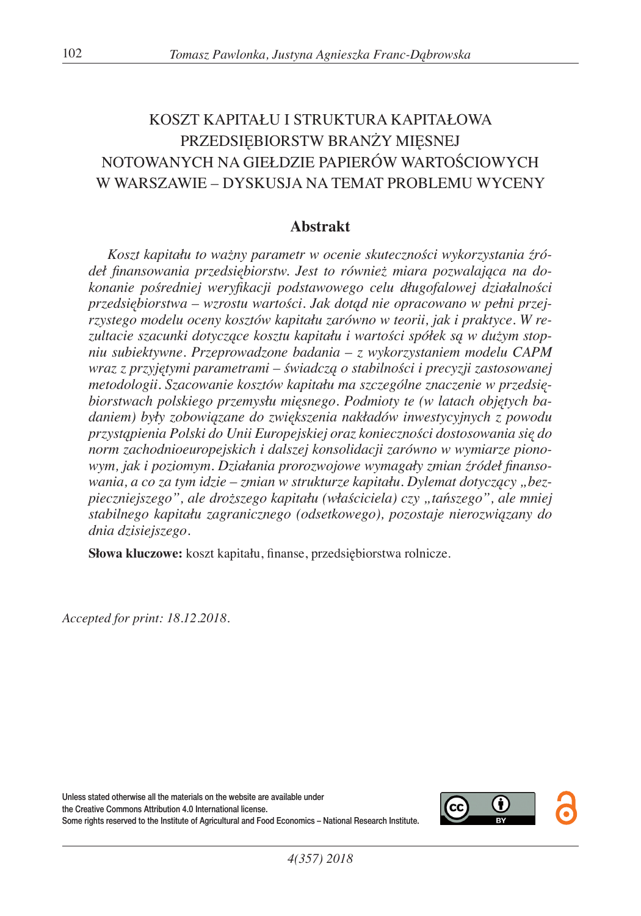# KOSZT KAPITAŁU I STRUKTURA KAPITAŁOWA PRZEDSIĘBIORSTW BRANŻY MIĘSNEJ NOTOWANYCH NA GIEŁDZIE PAPIERÓW WARTOŚCIOWYCH W WARSZAWIE – DYSKUSJA NA TEMAT PROBLEMU WYCENY

## Abstrakt

*Koszt kapitału to ważny parametr w ocenie skuteczności wykorzystania źródeł finansowania przedsiębiorstw. Jest to również miara pozwalająca na dokonanie pośredniej weryfikacji podstawowego celu długofalowej działalności przedsiębiorstwa – wzrostu wartości. Jak dotąd nie opracowano w pełni przejrzystego modelu oceny kosztów kapitału zarówno w teorii, jak i praktyce. W rezultacie szacunki dotyczące kosztu kapitału i wartości spółek są w dużym stopniu subiektywne. Przeprowadzone badania – z wykorzystaniem modelu CAPM wraz z przyjętymi parametrami – świadczą o stabilności i precyzji zastosowanej metodologii. Szacowanie kosztów kapitału ma szczególne znaczenie w przedsiębiorstwach polskiego przemysłu mięsnego. Podmioty te (w latach objętych badaniem) były zobowiązane do zwiększenia nakładów inwestycyjnych z powodu przystąpienia Polski do Unii Europejskiej oraz konieczności dostosowania się do norm zachodnioeuropejskich i dalszej konsolidacji zarówno w wymiarze pionowym, jak i poziomym. Działania prorozwojowe wymagały zmian źródeł finansowania, a co za tym idzie – zmian w strukturze kapitału. Dylemat dotyczący „bezpieczniejszego", ale droższego kapitału (właściciela) czy „tańszego", ale mniej stabilnego kapitału zagranicznego (odsetkowego), pozostaje nierozwiązany do dnia dzisiejszego.*

**Słowa kluczowe:** koszt kapitału, finanse, przedsiębiorstwa rolnicze.

*Accepted for print: 18.12.2018.*

Unless stated otherwise all the materials on the website are available under the Creative Commons Attribution 4.0 International license. Some rights reserved to the Institute of Agricultural and Food Economics – National Research Institute.